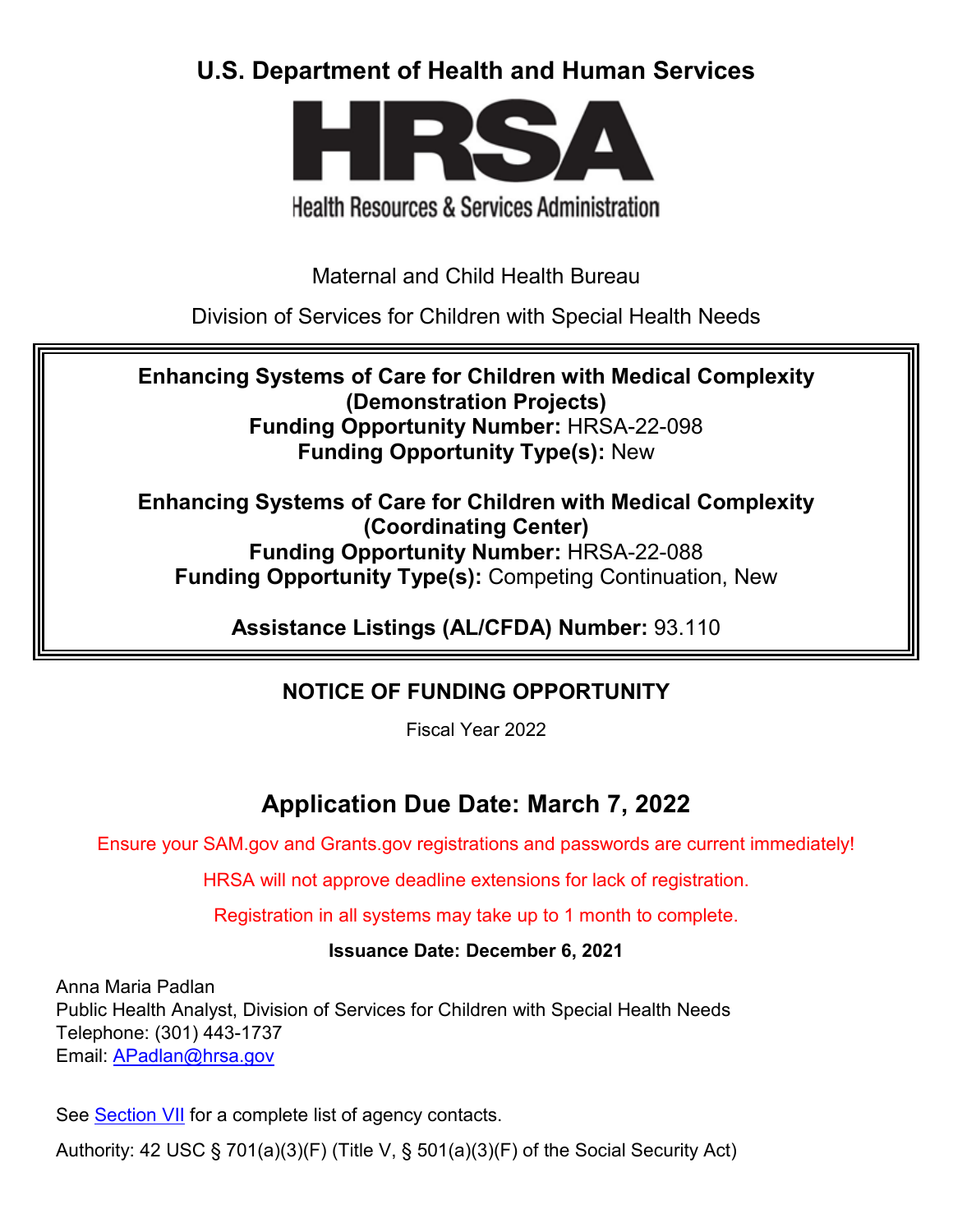**U.S. Department of Health and Human Services**

**HRSA**

Health Resources & Services Administration

Maternal and Child Health Bureau

Division of Services for Children with Special Health Needs

**Enhancing Systems of Care for Children with Medical Complexity (Demonstration Projects)**
**Funding Opportunity Number:** HRSA-22-098
**Funding Opportunity Type(s):** New

**Enhancing Systems of Care for Children with Medical Complexity (Coordinating Center)**
**Funding Opportunity Number:** HRSA-22-088
**Funding Opportunity Type(s):** Competing Continuation, New

**Assistance Listings (AL/CFDA) Number:** 93.110

## NOTICE OF FUNDING OPPORTUNITY

Fiscal Year 2022

## Application Due Date: March 7, 2022

Ensure your SAM.gov and Grants.gov registrations and passwords are current immediately!

HRSA will not approve deadline extensions for lack of registration.

Registration in all systems may take up to 1 month to complete.

**Issuance Date: December 6, 2021**

Anna Maria Padlan
Public Health Analyst, Division of Services for Children with Special Health Needs
Telephone: (301) 443-1737
Email: APadlan@hrsa.gov

See Section VII for a complete list of agency contacts.

Authority: 42 USC § 701(a)(3)(F) (Title V, § 501(a)(3)(F) of the Social Security Act)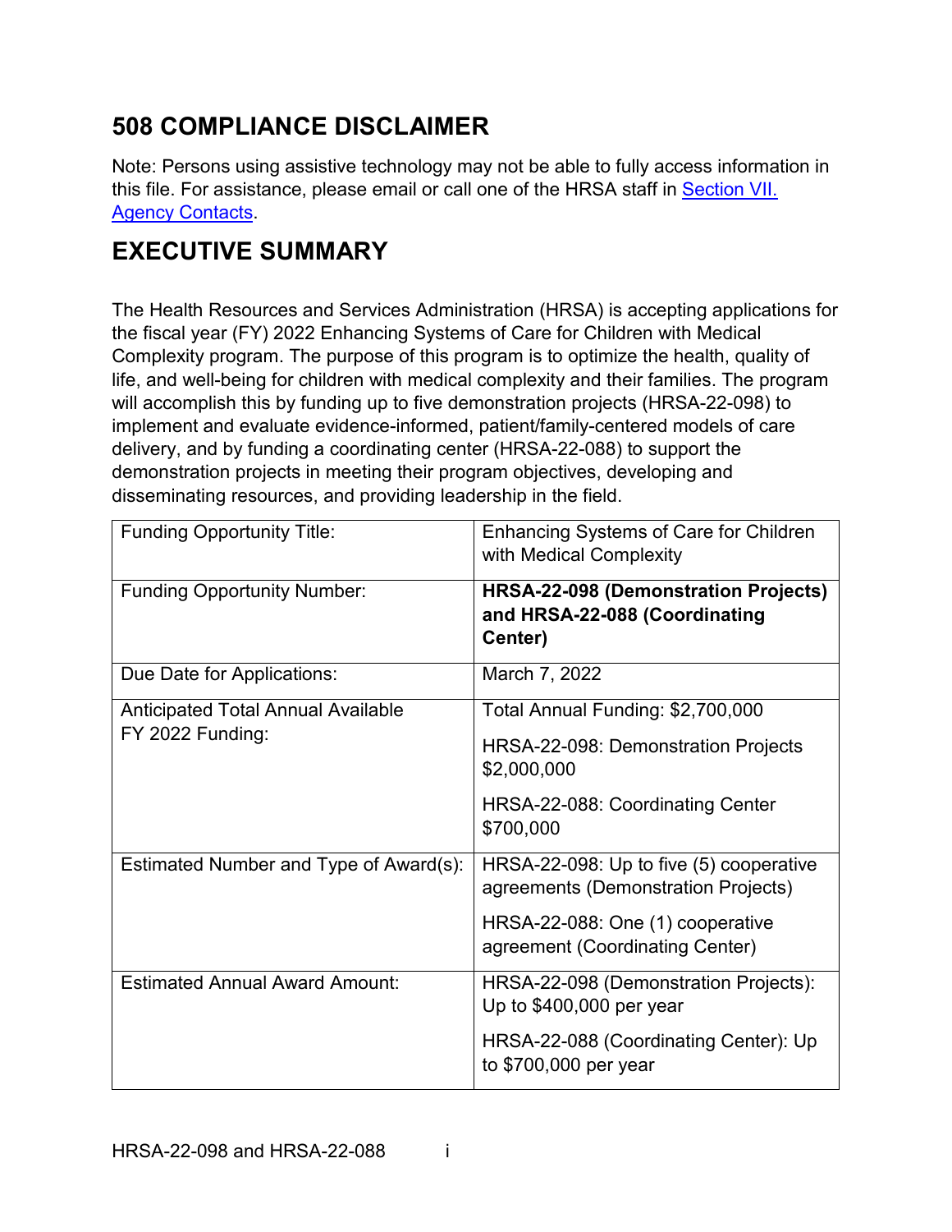## 508 COMPLIANCE DISCLAIMER

Note: Persons using assistive technology may not be able to fully access information in this file. For assistance, please email or call one of the HRSA staff in [Section VII. Agency Contacts](#).

## EXECUTIVE SUMMARY

The Health Resources and Services Administration (HRSA) is accepting applications for the fiscal year (FY) 2022 Enhancing Systems of Care for Children with Medical Complexity program. The purpose of this program is to optimize the health, quality of life, and well-being for children with medical complexity and their families. The program will accomplish this by funding up to five demonstration projects (HRSA-22-098) to implement and evaluate evidence-informed, patient/family-centered models of care delivery, and by funding a coordinating center (HRSA-22-088) to support the demonstration projects in meeting their program objectives, developing and disseminating resources, and providing leadership in the field.

| | |
|---|---|
| Funding Opportunity Title: | Enhancing Systems of Care for Children with Medical Complexity |
| Funding Opportunity Number: | **HRSA-22-098 (Demonstration Projects) and HRSA-22-088 (Coordinating Center)** |
| Due Date for Applications: | March 7, 2022 |
| Anticipated Total Annual Available FY 2022 Funding: | Total Annual Funding: $2,700,000<br><br>HRSA-22-098: Demonstration Projects $2,000,000<br><br>HRSA-22-088: Coordinating Center $700,000 |
| Estimated Number and Type of Award(s): | HRSA-22-098: Up to five (5) cooperative agreements (Demonstration Projects)<br><br>HRSA-22-088: One (1) cooperative agreement (Coordinating Center) |
| Estimated Annual Award Amount: | HRSA-22-098 (Demonstration Projects): Up to $400,000 per year<br><br>HRSA-22-088 (Coordinating Center): Up to $700,000 per year |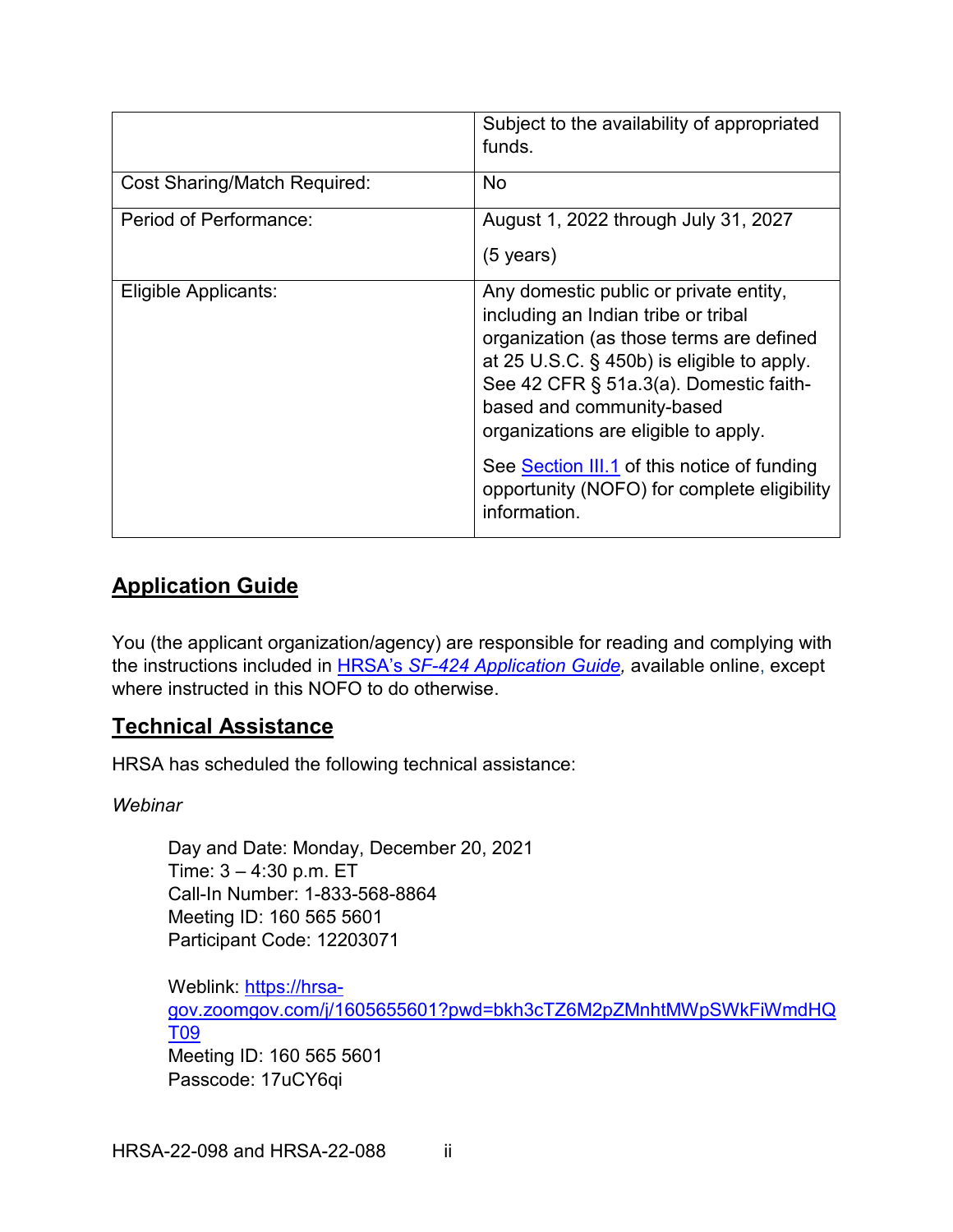| | |
|---|---|
| | Subject to the availability of appropriated funds. |
| Cost Sharing/Match Required: | No |
| Period of Performance: | August 1, 2022 through July 31, 2027<br><br>(5 years) |
| Eligible Applicants: | Any domestic public or private entity, including an Indian tribe or tribal organization (as those terms are defined at 25 U.S.C. § 450b) is eligible to apply. See 42 CFR § 51a.3(a). Domestic faith-based and community-based organizations are eligible to apply.<br><br>See Section III.1 of this notice of funding opportunity (NOFO) for complete eligibility information. |

## Application Guide

You (the applicant organization/agency) are responsible for reading and complying with the instructions included in HRSA's *SF-424 Application Guide*, available online, except where instructed in this NOFO to do otherwise.

## Technical Assistance

HRSA has scheduled the following technical assistance:

*Webinar*

Day and Date: Monday, December 20, 2021
Time: 3 – 4:30 p.m. ET
Call-In Number: 1-833-568-8864
Meeting ID: 160 565 5601
Participant Code: 12203071

Weblink: https://hrsa-gov.zoomgov.com/j/1605655601?pwd=bkh3cTZ6M2pZMnhtMWpSWkFiWmdHQT09
Meeting ID: 160 565 5601
Passcode: 17uCY6qi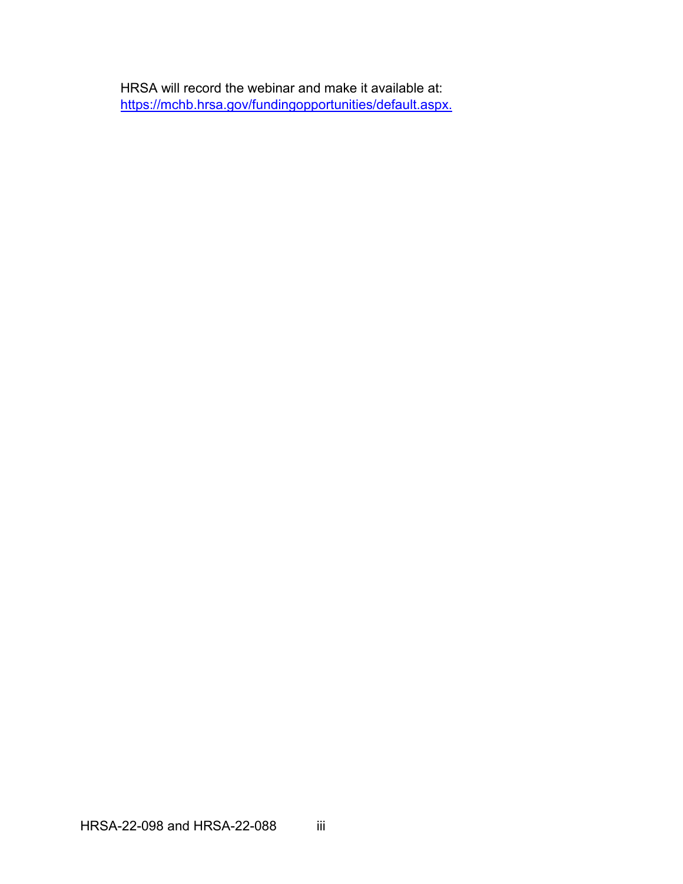HRSA will record the webinar and make it available at: [https://mchb.hrsa.gov/fundingopportunities/default.aspx.](https://mchb.hrsa.gov/fundingopportunities/default.aspx)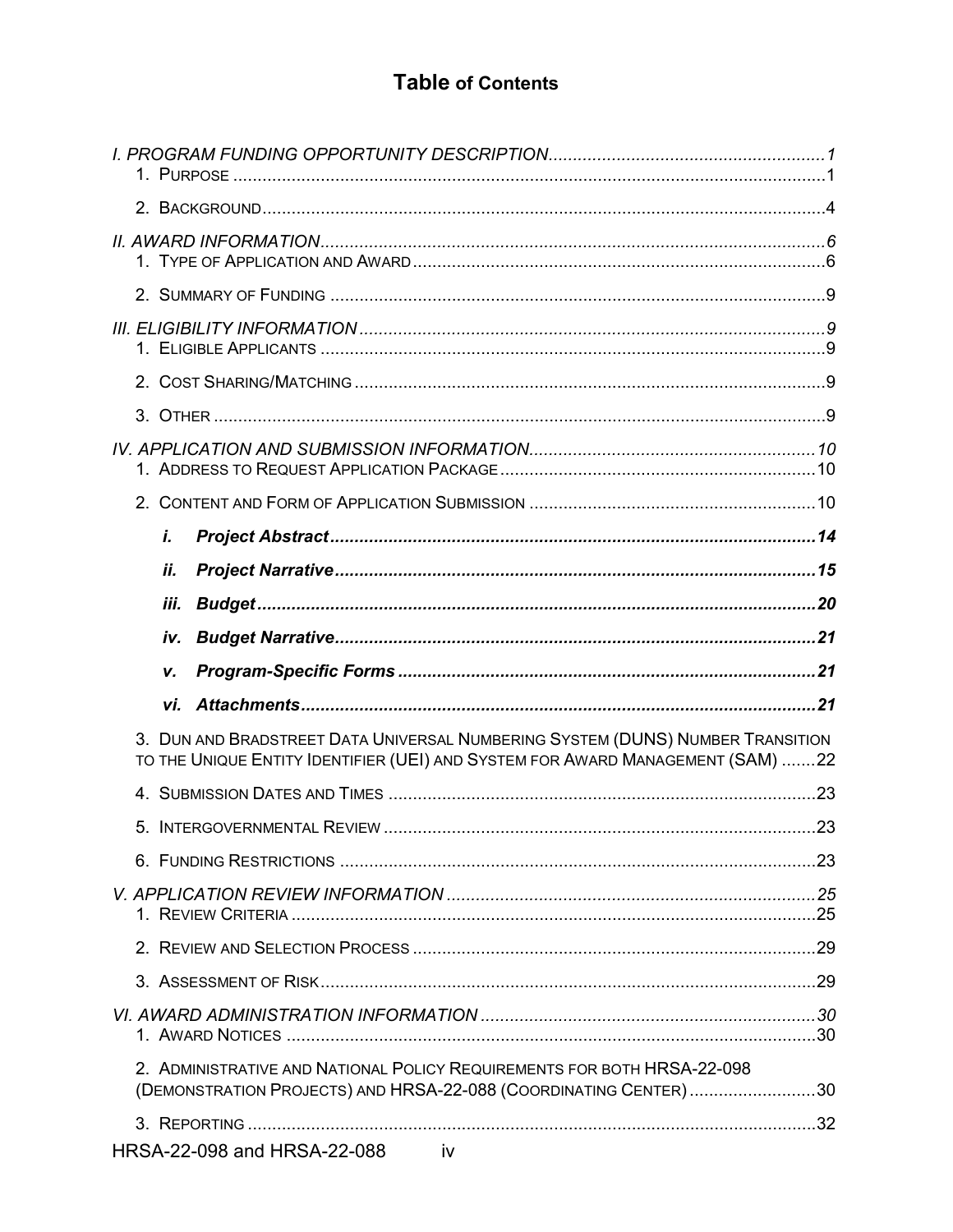# Table of Contents

*I. PROGRAM FUNDING OPPORTUNITY DESCRIPTION* ........ 1

1. PURPOSE ........ 1
2. BACKGROUND ........ 4

*II. AWARD INFORMATION* ........ 6

1. TYPE OF APPLICATION AND AWARD ........ 6
2. SUMMARY OF FUNDING ........ 9

*III. ELIGIBILITY INFORMATION* ........ 9

1. ELIGIBLE APPLICANTS ........ 9
2. COST SHARING/MATCHING ........ 9
3. OTHER ........ 9

*IV. APPLICATION AND SUBMISSION INFORMATION* ........ 10

1. ADDRESS TO REQUEST APPLICATION PACKAGE ........ 10
2. CONTENT AND FORM OF APPLICATION SUBMISSION ........ 10
   - ***i. Project Abstract*** ........ 14
   - ***ii. Project Narrative*** ........ 15
   - ***iii. Budget*** ........ 20
   - ***iv. Budget Narrative*** ........ 21
   - ***v. Program-Specific Forms*** ........ 21
   - ***vi. Attachments*** ........ 21
3. DUN AND BRADSTREET DATA UNIVERSAL NUMBERING SYSTEM (DUNS) NUMBER TRANSITION TO THE UNIQUE ENTITY IDENTIFIER (UEI) AND SYSTEM FOR AWARD MANAGEMENT (SAM) ........ 22
4. SUBMISSION DATES AND TIMES ........ 23
5. INTERGOVERNMENTAL REVIEW ........ 23
6. FUNDING RESTRICTIONS ........ 23

*V. APPLICATION REVIEW INFORMATION* ........ 25

1. REVIEW CRITERIA ........ 25
2. REVIEW AND SELECTION PROCESS ........ 29
3. ASSESSMENT OF RISK ........ 29

*VI. AWARD ADMINISTRATION INFORMATION* ........ 30

1. AWARD NOTICES ........ 30
2. ADMINISTRATIVE AND NATIONAL POLICY REQUIREMENTS FOR BOTH HRSA-22-098 (DEMONSTRATION PROJECTS) AND HRSA-22-088 (COORDINATING CENTER) ........ 30
3. REPORTING ........ 32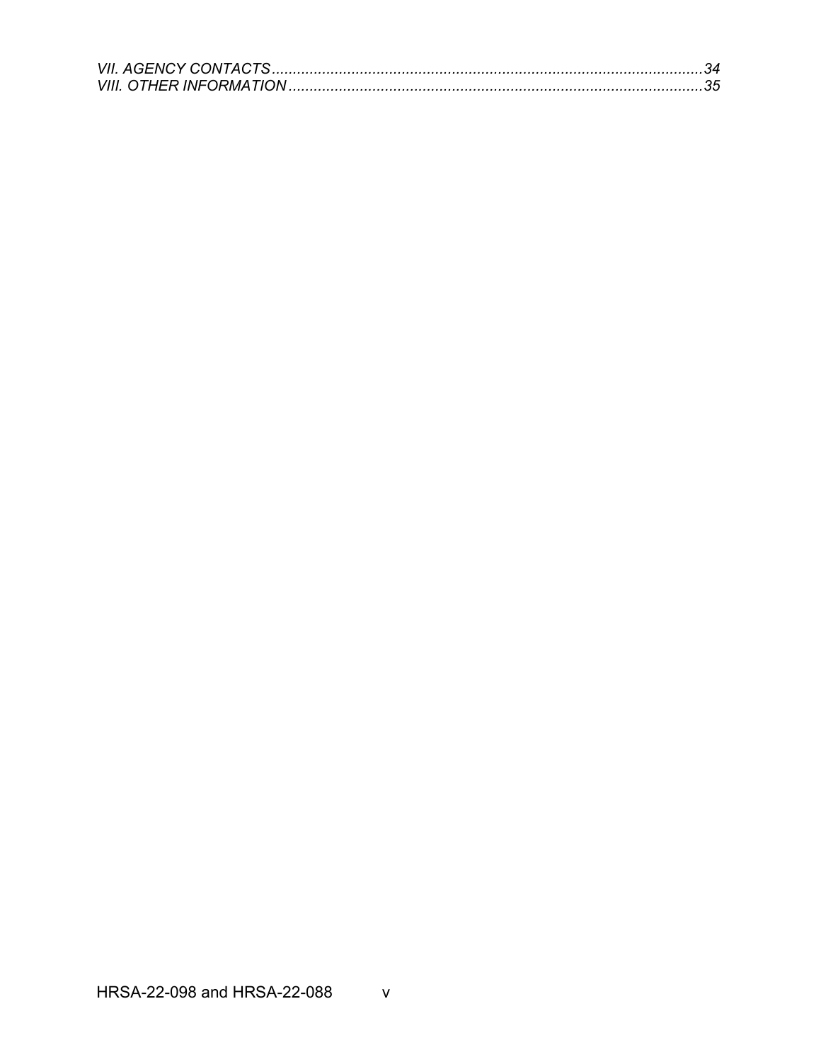*VII. AGENCY CONTACTS ........................................................................................................ 34*
*VIII. OTHER INFORMATION ................................................................................................... 35*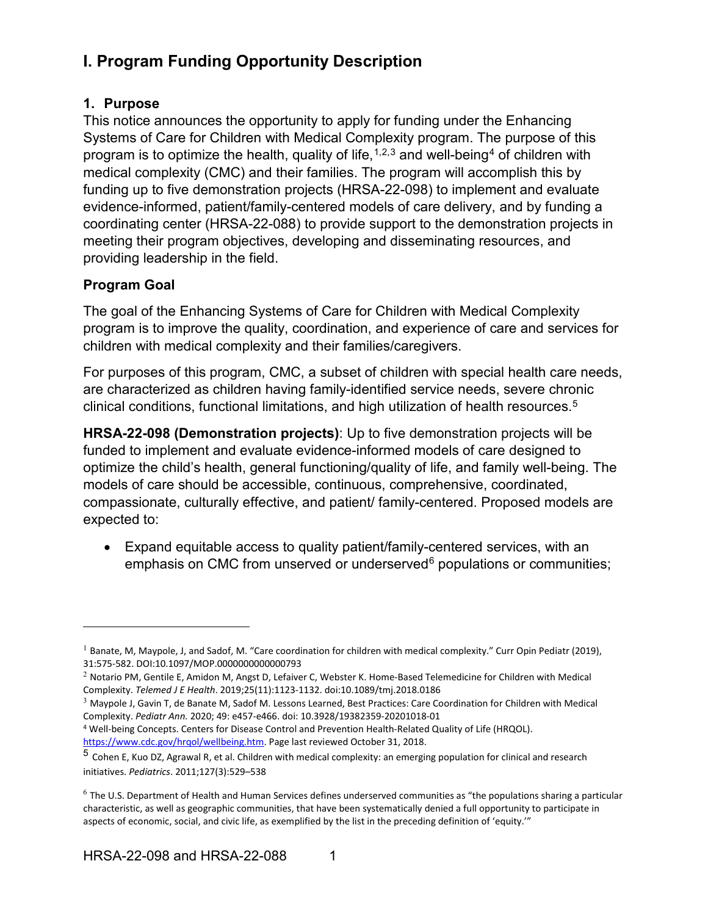# I. Program Funding Opportunity Description

## 1. Purpose

This notice announces the opportunity to apply for funding under the Enhancing Systems of Care for Children with Medical Complexity program. The purpose of this program is to optimize the health, quality of life,[1,2,3] and well-being[4] of children with medical complexity (CMC) and their families. The program will accomplish this by funding up to five demonstration projects (HRSA-22-098) to implement and evaluate evidence-informed, patient/family-centered models of care delivery, and by funding a coordinating center (HRSA-22-088) to provide support to the demonstration projects in meeting their program objectives, developing and disseminating resources, and providing leadership in the field.

### Program Goal

The goal of the Enhancing Systems of Care for Children with Medical Complexity program is to improve the quality, coordination, and experience of care and services for children with medical complexity and their families/caregivers.

For purposes of this program, CMC, a subset of children with special health care needs, are characterized as children having family-identified service needs, severe chronic clinical conditions, functional limitations, and high utilization of health resources.[5]

**HRSA-22-098 (Demonstration projects)**: Up to five demonstration projects will be funded to implement and evaluate evidence-informed models of care designed to optimize the child's health, general functioning/quality of life, and family well-being. The models of care should be accessible, continuous, comprehensive, coordinated, compassionate, culturally effective, and patient/ family-centered. Proposed models are expected to:

- Expand equitable access to quality patient/family-centered services, with an emphasis on CMC from unserved or underserved[6] populations or communities;

---

[1] Banate, M, Maypole, J, and Sadof, M. "Care coordination for children with medical complexity." Curr Opin Pediatr (2019), 31:575-582. DOI:10.1097/MOP.0000000000000793

[2] Notario PM, Gentile E, Amidon M, Angst D, Lefaiver C, Webster K. Home-Based Telemedicine for Children with Medical Complexity. *Telemed J E Health*. 2019;25(11):1123-1132. doi:10.1089/tmj.2018.0186

[3] Maypole J, Gavin T, de Banate M, Sadof M. Lessons Learned, Best Practices: Care Coordination for Children with Medical Complexity. *Pediatr Ann.* 2020; 49: e457-e466. doi: 10.3928/19382359-20201018-01

[4] Well-being Concepts. Centers for Disease Control and Prevention Health-Related Quality of Life (HRQOL). https://www.cdc.gov/hrqol/wellbeing.htm. Page last reviewed October 31, 2018.

[5] Cohen E, Kuo DZ, Agrawal R, et al. Children with medical complexity: an emerging population for clinical and research initiatives. *Pediatrics*. 2011;127(3):529–538

[6] The U.S. Department of Health and Human Services defines underserved communities as "the populations sharing a particular characteristic, as well as geographic communities, that have been systematically denied a full opportunity to participate in aspects of economic, social, and civic life, as exemplified by the list in the preceding definition of 'equity.'"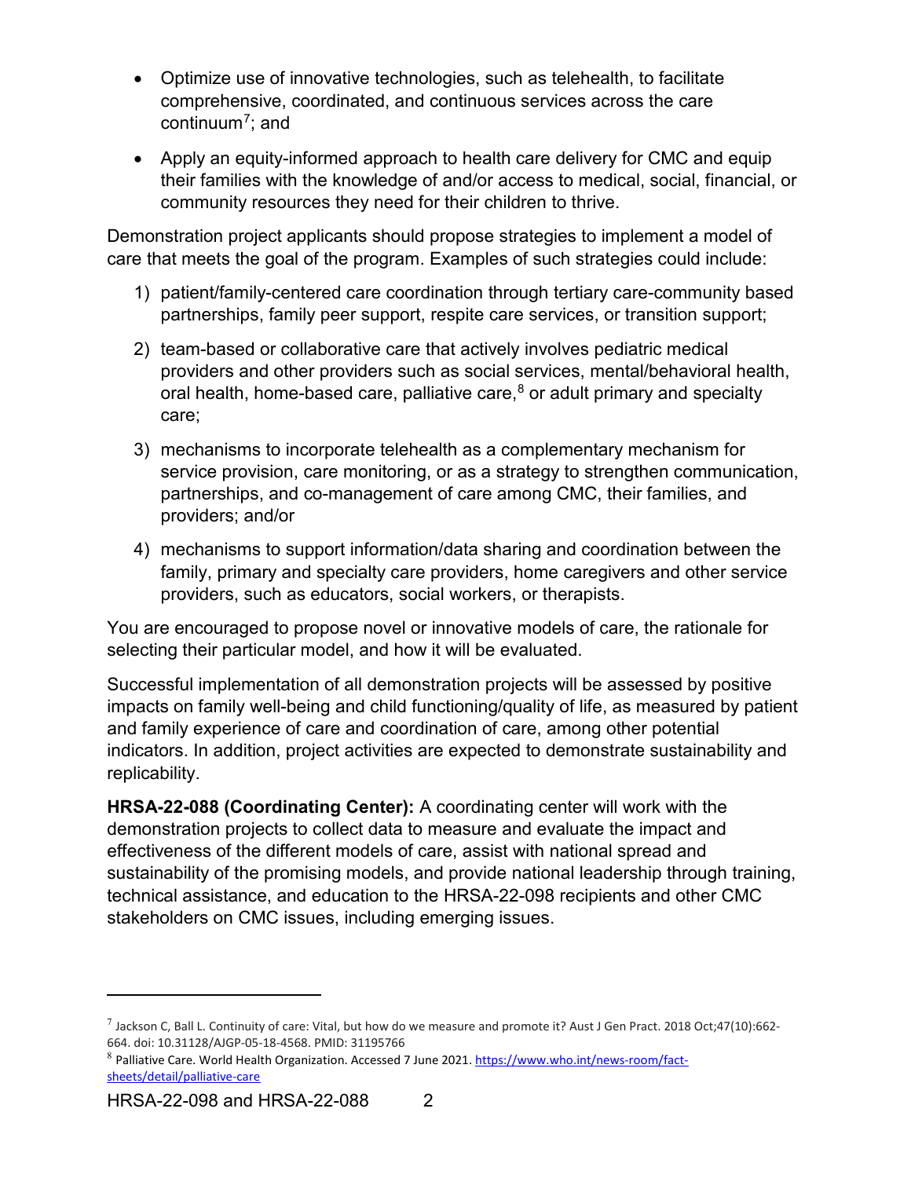- Optimize use of innovative technologies, such as telehealth, to facilitate comprehensive, coordinated, and continuous services across the care continuum[7]; and
- Apply an equity-informed approach to health care delivery for CMC and equip their families with the knowledge of and/or access to medical, social, financial, or community resources they need for their children to thrive.

Demonstration project applicants should propose strategies to implement a model of care that meets the goal of the program. Examples of such strategies could include:

1) patient/family-centered care coordination through tertiary care-community based partnerships, family peer support, respite care services, or transition support;
2) team-based or collaborative care that actively involves pediatric medical providers and other providers such as social services, mental/behavioral health, oral health, home-based care, palliative care,[8] or adult primary and specialty care;
3) mechanisms to incorporate telehealth as a complementary mechanism for service provision, care monitoring, or as a strategy to strengthen communication, partnerships, and co-management of care among CMC, their families, and providers; and/or
4) mechanisms to support information/data sharing and coordination between the family, primary and specialty care providers, home caregivers and other service providers, such as educators, social workers, or therapists.

You are encouraged to propose novel or innovative models of care, the rationale for selecting their particular model, and how it will be evaluated.

Successful implementation of all demonstration projects will be assessed by positive impacts on family well-being and child functioning/quality of life, as measured by patient and family experience of care and coordination of care, among other potential indicators. In addition, project activities are expected to demonstrate sustainability and replicability.

**HRSA-22-088 (Coordinating Center):** A coordinating center will work with the demonstration projects to collect data to measure and evaluate the impact and effectiveness of the different models of care, assist with national spread and sustainability of the promising models, and provide national leadership through training, technical assistance, and education to the HRSA-22-098 recipients and other CMC stakeholders on CMC issues, including emerging issues.

---

[7] Jackson C, Ball L. Continuity of care: Vital, but how do we measure and promote it? Aust J Gen Pract. 2018 Oct;47(10):662-664. doi: 10.31128/AJGP-05-18-4568. PMID: 31195766

[8] Palliative Care. World Health Organization. Accessed 7 June 2021. https://www.who.int/news-room/fact-sheets/detail/palliative-care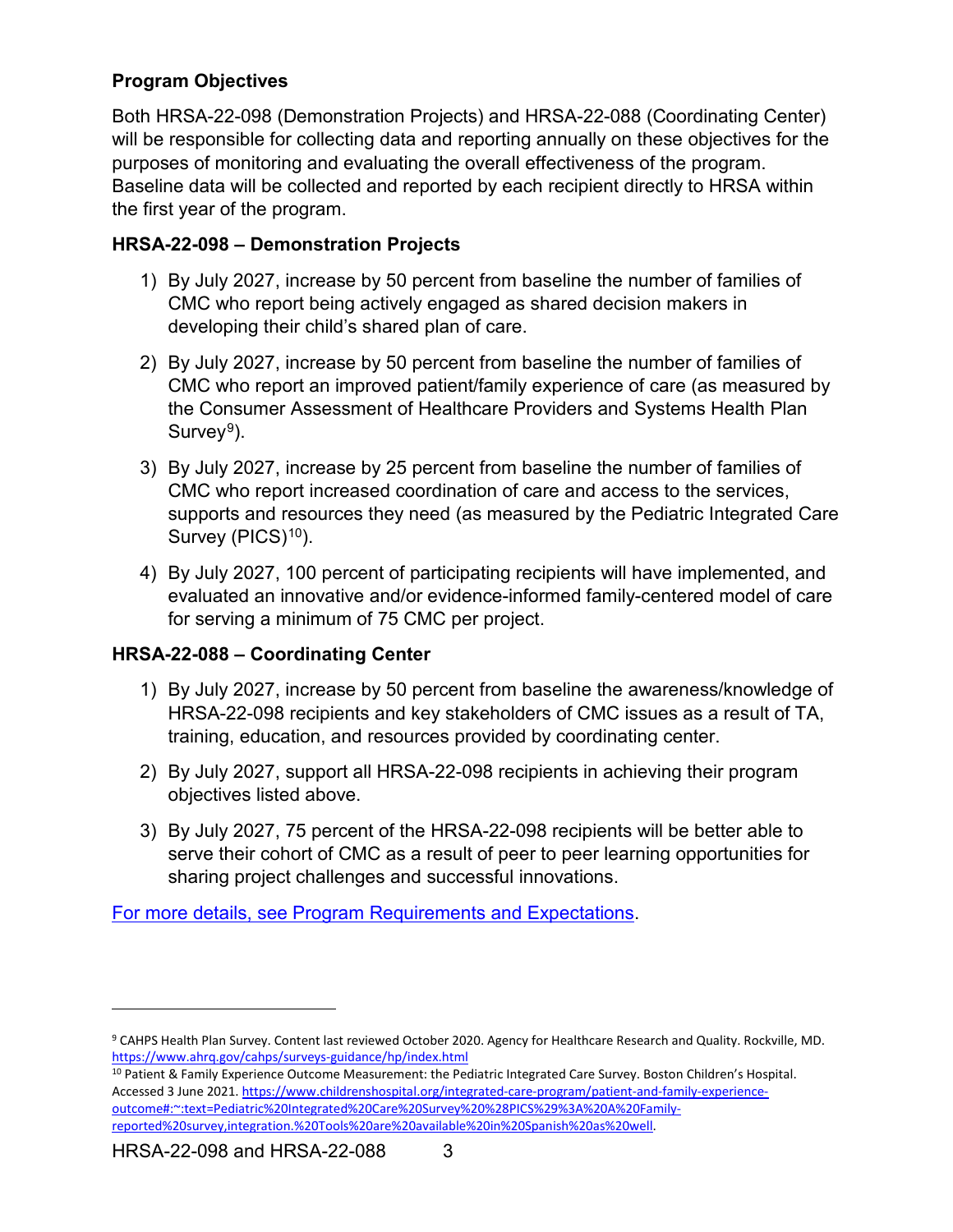### Program Objectives

Both HRSA-22-098 (Demonstration Projects) and HRSA-22-088 (Coordinating Center) will be responsible for collecting data and reporting annually on these objectives for the purposes of monitoring and evaluating the overall effectiveness of the program. Baseline data will be collected and reported by each recipient directly to HRSA within the first year of the program.

### HRSA-22-098 – Demonstration Projects

1) By July 2027, increase by 50 percent from baseline the number of families of CMC who report being actively engaged as shared decision makers in developing their child's shared plan of care.

2) By July 2027, increase by 50 percent from baseline the number of families of CMC who report an improved patient/family experience of care (as measured by the Consumer Assessment of Healthcare Providers and Systems Health Plan Survey[9]).

3) By July 2027, increase by 25 percent from baseline the number of families of CMC who report increased coordination of care and access to the services, supports and resources they need (as measured by the Pediatric Integrated Care Survey (PICS)[10]).

4) By July 2027, 100 percent of participating recipients will have implemented, and evaluated an innovative and/or evidence-informed family-centered model of care for serving a minimum of 75 CMC per project.

### HRSA-22-088 – Coordinating Center

1) By July 2027, increase by 50 percent from baseline the awareness/knowledge of HRSA-22-098 recipients and key stakeholders of CMC issues as a result of TA, training, education, and resources provided by coordinating center.

2) By July 2027, support all HRSA-22-098 recipients in achieving their program objectives listed above.

3) By July 2027, 75 percent of the HRSA-22-098 recipients will be better able to serve their cohort of CMC as a result of peer to peer learning opportunities for sharing project challenges and successful innovations.

For more details, see Program Requirements and Expectations.

---

[9] CAHPS Health Plan Survey. Content last reviewed October 2020. Agency for Healthcare Research and Quality. Rockville, MD. https://www.ahrq.gov/cahps/surveys-guidance/hp/index.html

[10] Patient & Family Experience Outcome Measurement: the Pediatric Integrated Care Survey. Boston Children's Hospital. Accessed 3 June 2021. https://www.childrenshospital.org/integrated-care-program/patient-and-family-experience-outcome#:~:text=Pediatric%20Integrated%20Care%20Survey%20%28PICS%29%3A%20A%20Family-reported%20survey,integration.%20Tools%20are%20available%20in%20Spanish%20as%20well.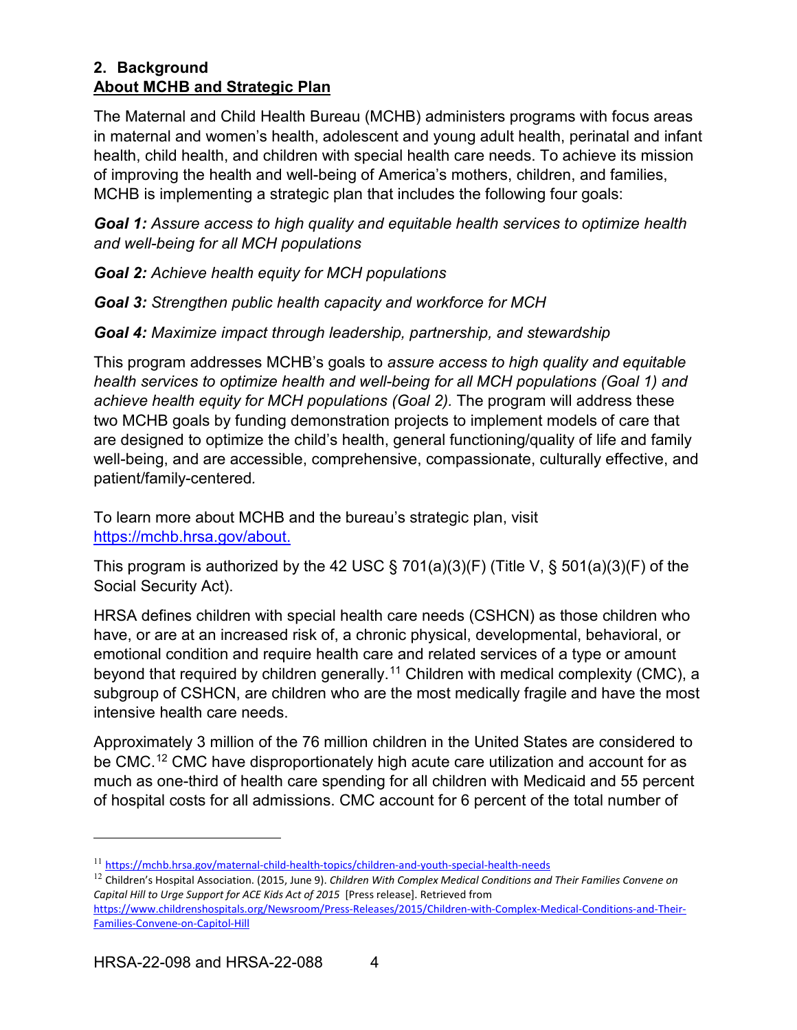## 2. Background

### About MCHB and Strategic Plan

The Maternal and Child Health Bureau (MCHB) administers programs with focus areas in maternal and women's health, adolescent and young adult health, perinatal and infant health, child health, and children with special health care needs. To achieve its mission of improving the health and well-being of America's mothers, children, and families, MCHB is implementing a strategic plan that includes the following four goals:

***Goal 1:*** *Assure access to high quality and equitable health services to optimize health and well-being for all MCH populations*

***Goal 2:*** *Achieve health equity for MCH populations*

***Goal 3:*** *Strengthen public health capacity and workforce for MCH*

***Goal 4:*** *Maximize impact through leadership, partnership, and stewardship*

This program addresses MCHB's goals to *assure access to high quality and equitable health services to optimize health and well-being for all MCH populations (Goal 1) and achieve health equity for MCH populations (Goal 2).* The program will address these two MCHB goals by funding demonstration projects to implement models of care that are designed to optimize the child's health, general functioning/quality of life and family well-being, and are accessible, comprehensive, compassionate, culturally effective, and patient/family-centered.

To learn more about MCHB and the bureau's strategic plan, visit [https://mchb.hrsa.gov/about.](https://mchb.hrsa.gov/about)

This program is authorized by the 42 USC § 701(a)(3)(F) (Title V, § 501(a)(3)(F) of the Social Security Act).

HRSA defines children with special health care needs (CSHCN) as those children who have, or are at an increased risk of, a chronic physical, developmental, behavioral, or emotional condition and require health care and related services of a type or amount beyond that required by children generally.[11] Children with medical complexity (CMC), a subgroup of CSHCN, are children who are the most medically fragile and have the most intensive health care needs.

Approximately 3 million of the 76 million children in the United States are considered to be CMC.[12] CMC have disproportionately high acute care utilization and account for as much as one-third of health care spending for all children with Medicaid and 55 percent of hospital costs for all admissions. CMC account for 6 percent of the total number of

---

[11] https://mchb.hrsa.gov/maternal-child-health-topics/children-and-youth-special-health-needs

[12] Children's Hospital Association. (2015, June 9). *Children With Complex Medical Conditions and Their Families Convene on Capital Hill to Urge Support for ACE Kids Act of 2015* [Press release]. Retrieved from https://www.childrenshospitals.org/Newsroom/Press-Releases/2015/Children-with-Complex-Medical-Conditions-and-Their-Families-Convene-on-Capitol-Hill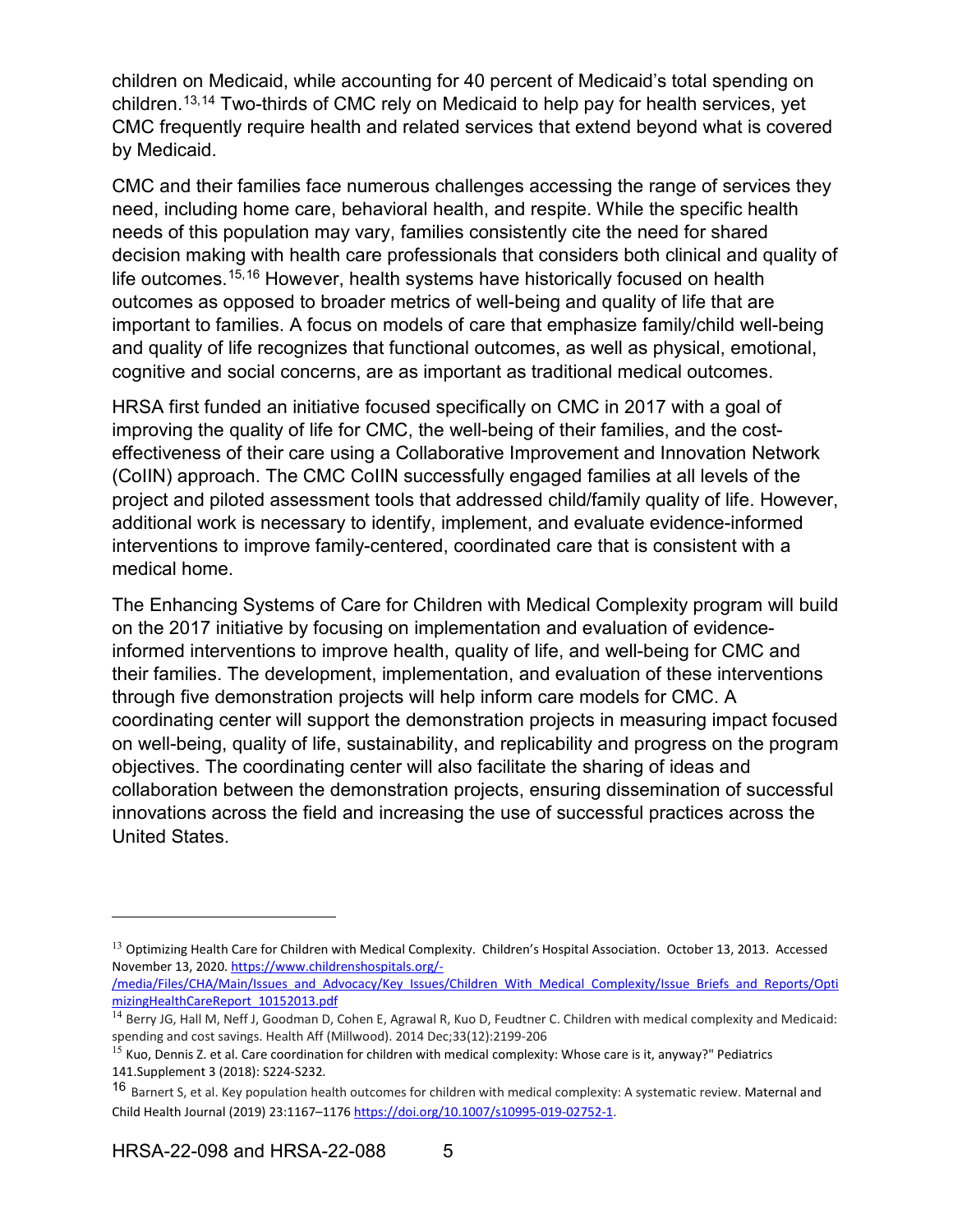children on Medicaid, while accounting for 40 percent of Medicaid's total spending on children.[13,14] Two-thirds of CMC rely on Medicaid to help pay for health services, yet CMC frequently require health and related services that extend beyond what is covered by Medicaid.

CMC and their families face numerous challenges accessing the range of services they need, including home care, behavioral health, and respite. While the specific health needs of this population may vary, families consistently cite the need for shared decision making with health care professionals that considers both clinical and quality of life outcomes.[15,16] However, health systems have historically focused on health outcomes as opposed to broader metrics of well-being and quality of life that are important to families. A focus on models of care that emphasize family/child well-being and quality of life recognizes that functional outcomes, as well as physical, emotional, cognitive and social concerns, are as important as traditional medical outcomes.

HRSA first funded an initiative focused specifically on CMC in 2017 with a goal of improving the quality of life for CMC, the well-being of their families, and the cost-effectiveness of their care using a Collaborative Improvement and Innovation Network (CoIIN) approach. The CMC CoIIN successfully engaged families at all levels of the project and piloted assessment tools that addressed child/family quality of life. However, additional work is necessary to identify, implement, and evaluate evidence-informed interventions to improve family-centered, coordinated care that is consistent with a medical home.

The Enhancing Systems of Care for Children with Medical Complexity program will build on the 2017 initiative by focusing on implementation and evaluation of evidence-informed interventions to improve health, quality of life, and well-being for CMC and their families. The development, implementation, and evaluation of these interventions through five demonstration projects will help inform care models for CMC. A coordinating center will support the demonstration projects in measuring impact focused on well-being, quality of life, sustainability, and replicability and progress on the program objectives. The coordinating center will also facilitate the sharing of ideas and collaboration between the demonstration projects, ensuring dissemination of successful innovations across the field and increasing the use of successful practices across the United States.

---

[13] Optimizing Health Care for Children with Medical Complexity. Children's Hospital Association. October 13, 2013. Accessed November 13, 2020. https://www.childrenshospitals.org/-/media/Files/CHA/Main/Issues_and_Advocacy/Key_Issues/Children_With_Medical_Complexity/Issue_Briefs_and_Reports/OptimizingHealthCareReport_10152013.pdf

[14] Berry JG, Hall M, Neff J, Goodman D, Cohen E, Agrawal R, Kuo D, Feudtner C. Children with medical complexity and Medicaid: spending and cost savings. Health Aff (Millwood). 2014 Dec;33(12):2199-206

[15] Kuo, Dennis Z. et al. Care coordination for children with medical complexity: Whose care is it, anyway?" Pediatrics 141.Supplement 3 (2018): S224-S232.

[16] Barnert S, et al. Key population health outcomes for children with medical complexity: A systematic review. Maternal and Child Health Journal (2019) 23:1167–1176 https://doi.org/10.1007/s10995-019-02752-1.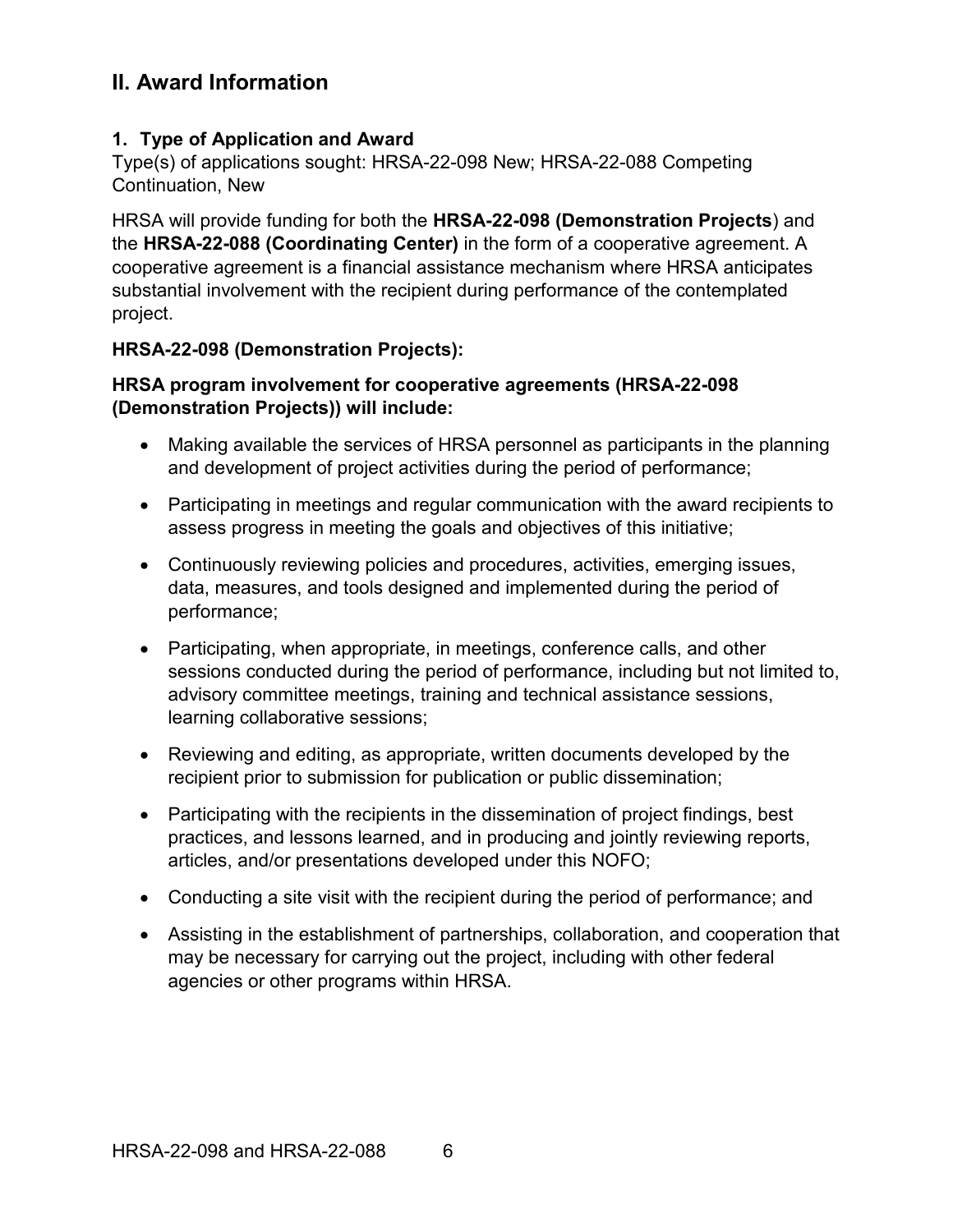## II. Award Information

### 1. Type of Application and Award

Type(s) of applications sought: HRSA-22-098 New; HRSA-22-088 Competing Continuation, New

HRSA will provide funding for both the **HRSA-22-098 (Demonstration Projects**) and the **HRSA-22-088 (Coordinating Center)** in the form of a cooperative agreement. A cooperative agreement is a financial assistance mechanism where HRSA anticipates substantial involvement with the recipient during performance of the contemplated project.

**HRSA-22-098 (Demonstration Projects):**

**HRSA program involvement for cooperative agreements (HRSA-22-098 (Demonstration Projects)) will include:**

- Making available the services of HRSA personnel as participants in the planning and development of project activities during the period of performance;
- Participating in meetings and regular communication with the award recipients to assess progress in meeting the goals and objectives of this initiative;
- Continuously reviewing policies and procedures, activities, emerging issues, data, measures, and tools designed and implemented during the period of performance;
- Participating, when appropriate, in meetings, conference calls, and other sessions conducted during the period of performance, including but not limited to, advisory committee meetings, training and technical assistance sessions, learning collaborative sessions;
- Reviewing and editing, as appropriate, written documents developed by the recipient prior to submission for publication or public dissemination;
- Participating with the recipients in the dissemination of project findings, best practices, and lessons learned, and in producing and jointly reviewing reports, articles, and/or presentations developed under this NOFO;
- Conducting a site visit with the recipient during the period of performance; and
- Assisting in the establishment of partnerships, collaboration, and cooperation that may be necessary for carrying out the project, including with other federal agencies or other programs within HRSA.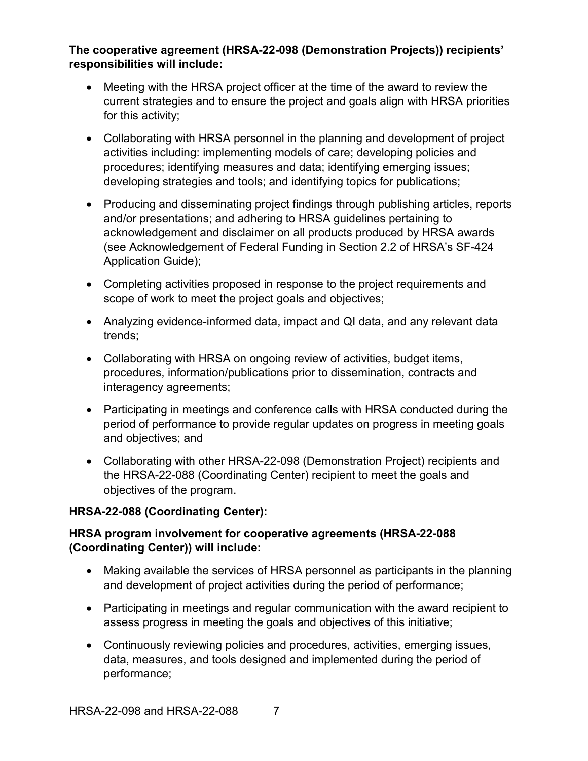**The cooperative agreement (HRSA-22-098 (Demonstration Projects)) recipients' responsibilities will include:**

- Meeting with the HRSA project officer at the time of the award to review the current strategies and to ensure the project and goals align with HRSA priorities for this activity;
- Collaborating with HRSA personnel in the planning and development of project activities including: implementing models of care; developing policies and procedures; identifying measures and data; identifying emerging issues; developing strategies and tools; and identifying topics for publications;
- Producing and disseminating project findings through publishing articles, reports and/or presentations; and adhering to HRSA guidelines pertaining to acknowledgement and disclaimer on all products produced by HRSA awards (see Acknowledgement of Federal Funding in Section 2.2 of HRSA's SF-424 Application Guide);
- Completing activities proposed in response to the project requirements and scope of work to meet the project goals and objectives;
- Analyzing evidence-informed data, impact and QI data, and any relevant data trends;
- Collaborating with HRSA on ongoing review of activities, budget items, procedures, information/publications prior to dissemination, contracts and interagency agreements;
- Participating in meetings and conference calls with HRSA conducted during the period of performance to provide regular updates on progress in meeting goals and objectives; and
- Collaborating with other HRSA-22-098 (Demonstration Project) recipients and the HRSA-22-088 (Coordinating Center) recipient to meet the goals and objectives of the program.

**HRSA-22-088 (Coordinating Center):**

**HRSA program involvement for cooperative agreements (HRSA-22-088 (Coordinating Center)) will include:**

- Making available the services of HRSA personnel as participants in the planning and development of project activities during the period of performance;
- Participating in meetings and regular communication with the award recipient to assess progress in meeting the goals and objectives of this initiative;
- Continuously reviewing policies and procedures, activities, emerging issues, data, measures, and tools designed and implemented during the period of performance;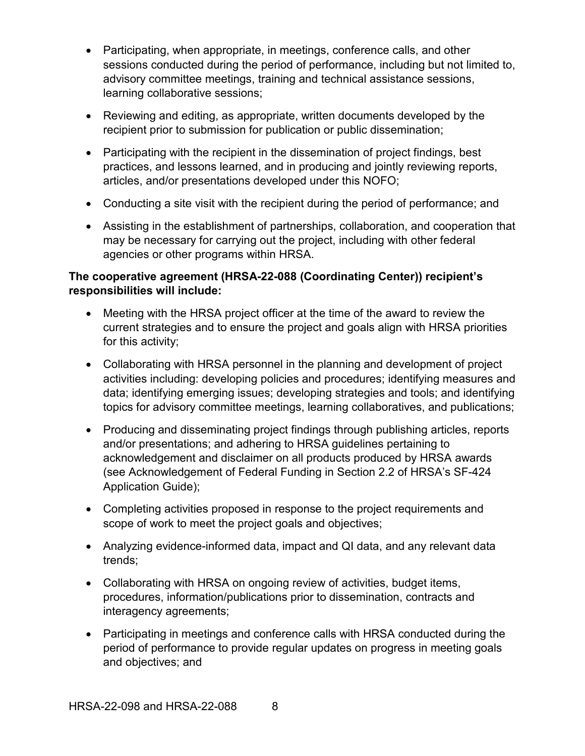- Participating, when appropriate, in meetings, conference calls, and other sessions conducted during the period of performance, including but not limited to, advisory committee meetings, training and technical assistance sessions, learning collaborative sessions;
- Reviewing and editing, as appropriate, written documents developed by the recipient prior to submission for publication or public dissemination;
- Participating with the recipient in the dissemination of project findings, best practices, and lessons learned, and in producing and jointly reviewing reports, articles, and/or presentations developed under this NOFO;
- Conducting a site visit with the recipient during the period of performance; and
- Assisting in the establishment of partnerships, collaboration, and cooperation that may be necessary for carrying out the project, including with other federal agencies or other programs within HRSA.

**The cooperative agreement (HRSA-22-088 (Coordinating Center)) recipient's responsibilities will include:**

- Meeting with the HRSA project officer at the time of the award to review the current strategies and to ensure the project and goals align with HRSA priorities for this activity;
- Collaborating with HRSA personnel in the planning and development of project activities including: developing policies and procedures; identifying measures and data; identifying emerging issues; developing strategies and tools; and identifying topics for advisory committee meetings, learning collaboratives, and publications;
- Producing and disseminating project findings through publishing articles, reports and/or presentations; and adhering to HRSA guidelines pertaining to acknowledgement and disclaimer on all products produced by HRSA awards (see Acknowledgement of Federal Funding in Section 2.2 of HRSA's SF-424 Application Guide);
- Completing activities proposed in response to the project requirements and scope of work to meet the project goals and objectives;
- Analyzing evidence-informed data, impact and QI data, and any relevant data trends;
- Collaborating with HRSA on ongoing review of activities, budget items, procedures, information/publications prior to dissemination, contracts and interagency agreements;
- Participating in meetings and conference calls with HRSA conducted during the period of performance to provide regular updates on progress in meeting goals and objectives; and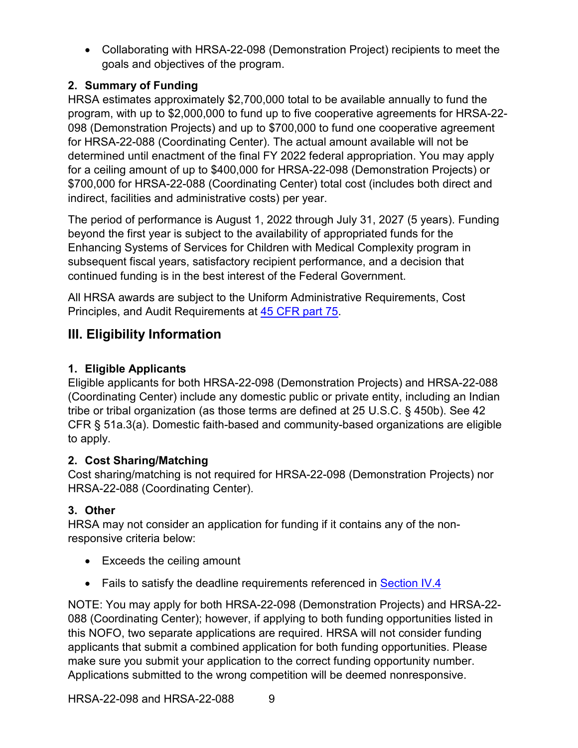- Collaborating with HRSA-22-098 (Demonstration Project) recipients to meet the goals and objectives of the program.

### 2. Summary of Funding

HRSA estimates approximately $2,700,000 total to be available annually to fund the program, with up to $2,000,000 to fund up to five cooperative agreements for HRSA-22-098 (Demonstration Projects) and up to $700,000 to fund one cooperative agreement for HRSA-22-088 (Coordinating Center). The actual amount available will not be determined until enactment of the final FY 2022 federal appropriation. You may apply for a ceiling amount of up to $400,000 for HRSA-22-098 (Demonstration Projects) or $700,000 for HRSA-22-088 (Coordinating Center) total cost (includes both direct and indirect, facilities and administrative costs) per year.

The period of performance is August 1, 2022 through July 31, 2027 (5 years). Funding beyond the first year is subject to the availability of appropriated funds for the Enhancing Systems of Services for Children with Medical Complexity program in subsequent fiscal years, satisfactory recipient performance, and a decision that continued funding is in the best interest of the Federal Government.

All HRSA awards are subject to the Uniform Administrative Requirements, Cost Principles, and Audit Requirements at 45 CFR part 75.

## III. Eligibility Information

### 1. Eligible Applicants

Eligible applicants for both HRSA-22-098 (Demonstration Projects) and HRSA-22-088 (Coordinating Center) include any domestic public or private entity, including an Indian tribe or tribal organization (as those terms are defined at 25 U.S.C. § 450b). See 42 CFR § 51a.3(a). Domestic faith-based and community-based organizations are eligible to apply.

### 2. Cost Sharing/Matching

Cost sharing/matching is not required for HRSA-22-098 (Demonstration Projects) nor HRSA-22-088 (Coordinating Center).

### 3. Other

HRSA may not consider an application for funding if it contains any of the non-responsive criteria below:

- Exceeds the ceiling amount
- Fails to satisfy the deadline requirements referenced in Section IV.4

NOTE: You may apply for both HRSA-22-098 (Demonstration Projects) and HRSA-22-088 (Coordinating Center); however, if applying to both funding opportunities listed in this NOFO, two separate applications are required. HRSA will not consider funding applicants that submit a combined application for both funding opportunities. Please make sure you submit your application to the correct funding opportunity number. Applications submitted to the wrong competition will be deemed nonresponsive.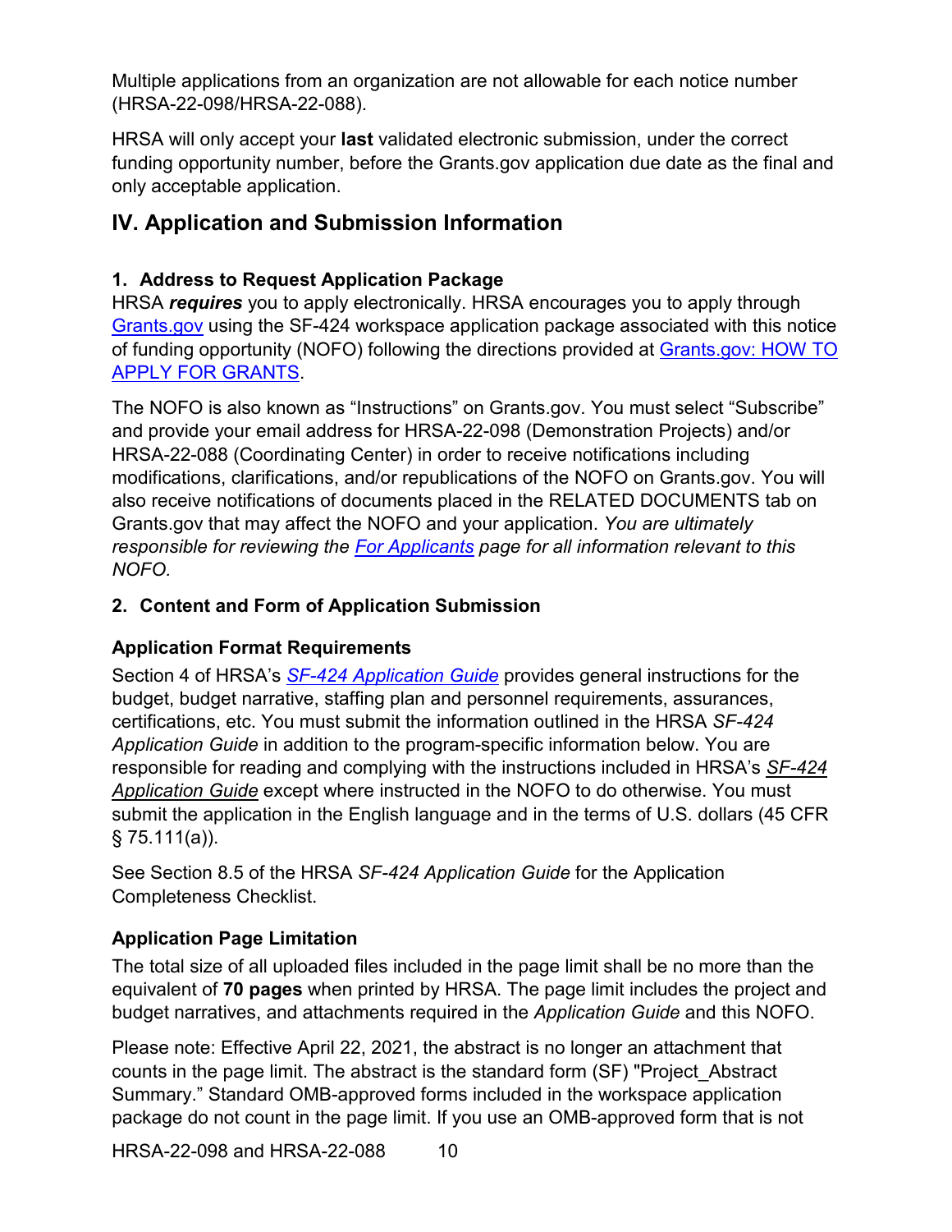Multiple applications from an organization are not allowable for each notice number (HRSA-22-098/HRSA-22-088).

HRSA will only accept your **last** validated electronic submission, under the correct funding opportunity number, before the Grants.gov application due date as the final and only acceptable application.

## IV. Application and Submission Information

### 1. Address to Request Application Package

HRSA ***requires*** you to apply electronically. HRSA encourages you to apply through Grants.gov using the SF-424 workspace application package associated with this notice of funding opportunity (NOFO) following the directions provided at Grants.gov: HOW TO APPLY FOR GRANTS.

The NOFO is also known as "Instructions" on Grants.gov. You must select "Subscribe" and provide your email address for HRSA-22-098 (Demonstration Projects) and/or HRSA-22-088 (Coordinating Center) in order to receive notifications including modifications, clarifications, and/or republications of the NOFO on Grants.gov. You will also receive notifications of documents placed in the RELATED DOCUMENTS tab on Grants.gov that may affect the NOFO and your application. *You are ultimately responsible for reviewing the For Applicants page for all information relevant to this NOFO.*

### 2. Content and Form of Application Submission

#### Application Format Requirements

Section 4 of HRSA's *SF-424 Application Guide* provides general instructions for the budget, budget narrative, staffing plan and personnel requirements, assurances, certifications, etc. You must submit the information outlined in the HRSA *SF-424 Application Guide* in addition to the program-specific information below. You are responsible for reading and complying with the instructions included in HRSA's *SF-424 Application Guide* except where instructed in the NOFO to do otherwise. You must submit the application in the English language and in the terms of U.S. dollars (45 CFR § 75.111(a)).

See Section 8.5 of the HRSA *SF-424 Application Guide* for the Application Completeness Checklist.

#### Application Page Limitation

The total size of all uploaded files included in the page limit shall be no more than the equivalent of **70 pages** when printed by HRSA. The page limit includes the project and budget narratives, and attachments required in the *Application Guide* and this NOFO.

Please note: Effective April 22, 2021, the abstract is no longer an attachment that counts in the page limit. The abstract is the standard form (SF) "Project_Abstract Summary." Standard OMB-approved forms included in the workspace application package do not count in the page limit. If you use an OMB-approved form that is not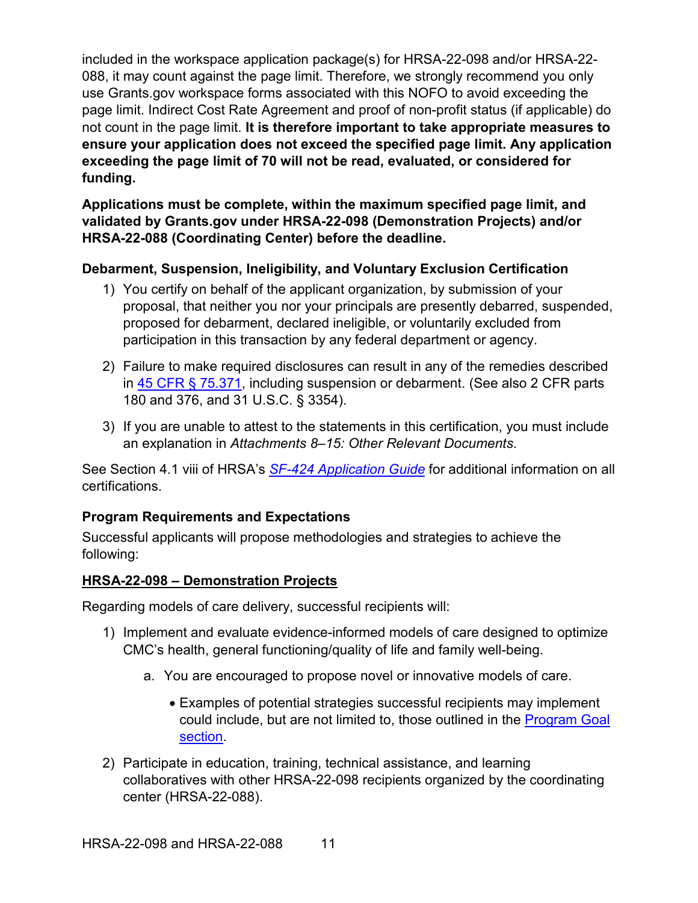included in the workspace application package(s) for HRSA-22-098 and/or HRSA-22-088, it may count against the page limit. Therefore, we strongly recommend you only use Grants.gov workspace forms associated with this NOFO to avoid exceeding the page limit. Indirect Cost Rate Agreement and proof of non-profit status (if applicable) do not count in the page limit. **It is therefore important to take appropriate measures to ensure your application does not exceed the specified page limit. Any application exceeding the page limit of 70 will not be read, evaluated, or considered for funding.**

**Applications must be complete, within the maximum specified page limit, and validated by Grants.gov under HRSA-22-098 (Demonstration Projects) and/or HRSA-22-088 (Coordinating Center) before the deadline.**

### Debarment, Suspension, Ineligibility, and Voluntary Exclusion Certification

1) You certify on behalf of the applicant organization, by submission of your proposal, that neither you nor your principals are presently debarred, suspended, proposed for debarment, declared ineligible, or voluntarily excluded from participation in this transaction by any federal department or agency.
2) Failure to make required disclosures can result in any of the remedies described in 45 CFR § 75.371, including suspension or debarment. (See also 2 CFR parts 180 and 376, and 31 U.S.C. § 3354).
3) If you are unable to attest to the statements in this certification, you must include an explanation in *Attachments 8–15: Other Relevant Documents*.

See Section 4.1 viii of HRSA's *SF-424 Application Guide* for additional information on all certifications.

### Program Requirements and Expectations

Successful applicants will propose methodologies and strategies to achieve the following:

**HRSA-22-098 – Demonstration Projects**

Regarding models of care delivery, successful recipients will:

1) Implement and evaluate evidence-informed models of care designed to optimize CMC's health, general functioning/quality of life and family well-being.
    a. You are encouraged to propose novel or innovative models of care.
        - Examples of potential strategies successful recipients may implement could include, but are not limited to, those outlined in the Program Goal section.
2) Participate in education, training, technical assistance, and learning collaboratives with other HRSA-22-098 recipients organized by the coordinating center (HRSA-22-088).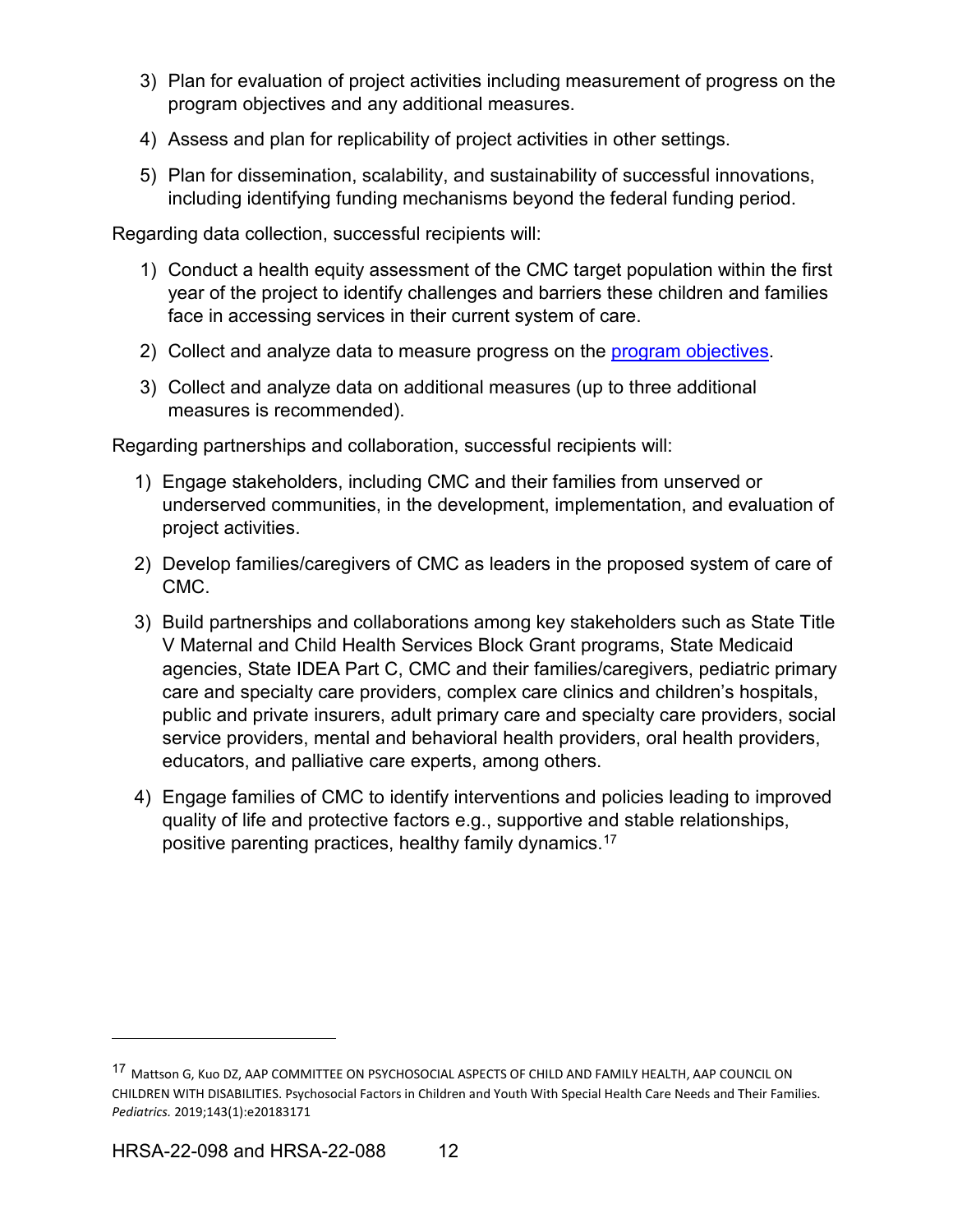3) Plan for evaluation of project activities including measurement of progress on the program objectives and any additional measures.
4) Assess and plan for replicability of project activities in other settings.
5) Plan for dissemination, scalability, and sustainability of successful innovations, including identifying funding mechanisms beyond the federal funding period.

Regarding data collection, successful recipients will:

1) Conduct a health equity assessment of the CMC target population within the first year of the project to identify challenges and barriers these children and families face in accessing services in their current system of care.
2) Collect and analyze data to measure progress on the program objectives.
3) Collect and analyze data on additional measures (up to three additional measures is recommended).

Regarding partnerships and collaboration, successful recipients will:

1) Engage stakeholders, including CMC and their families from unserved or underserved communities, in the development, implementation, and evaluation of project activities.
2) Develop families/caregivers of CMC as leaders in the proposed system of care of CMC.
3) Build partnerships and collaborations among key stakeholders such as State Title V Maternal and Child Health Services Block Grant programs, State Medicaid agencies, State IDEA Part C, CMC and their families/caregivers, pediatric primary care and specialty care providers, complex care clinics and children's hospitals, public and private insurers, adult primary care and specialty care providers, social service providers, mental and behavioral health providers, oral health providers, educators, and palliative care experts, among others.
4) Engage families of CMC to identify interventions and policies leading to improved quality of life and protective factors e.g., supportive and stable relationships, positive parenting practices, healthy family dynamics.[17]

---

[17] Mattson G, Kuo DZ, AAP COMMITTEE ON PSYCHOSOCIAL ASPECTS OF CHILD AND FAMILY HEALTH, AAP COUNCIL ON CHILDREN WITH DISABILITIES. Psychosocial Factors in Children and Youth With Special Health Care Needs and Their Families. *Pediatrics.* 2019;143(1):e20183171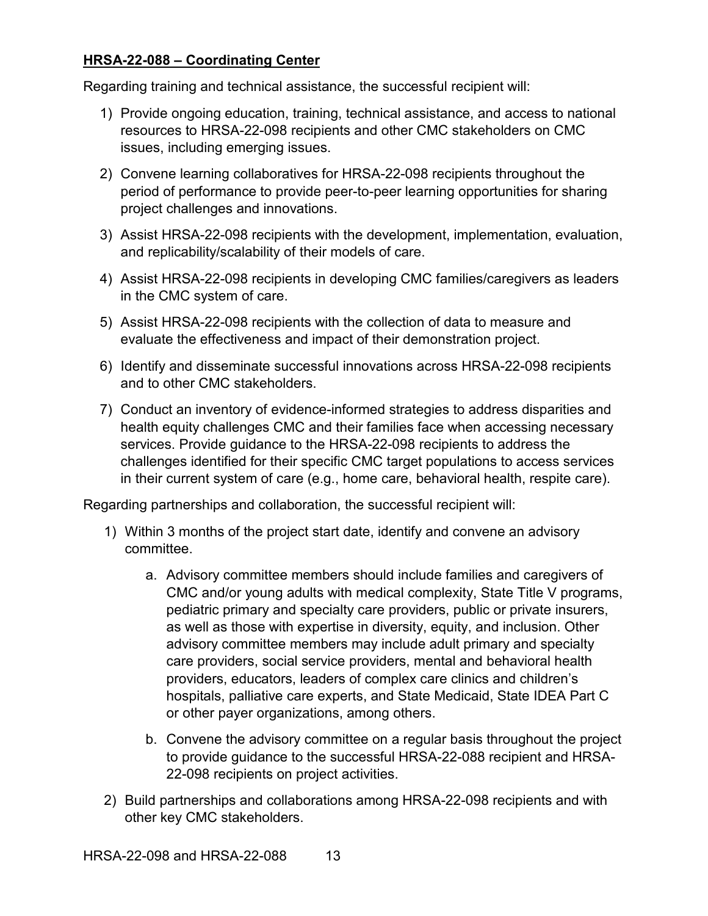**<u>HRSA-22-088 – Coordinating Center</u>**

Regarding training and technical assistance, the successful recipient will:

1) Provide ongoing education, training, technical assistance, and access to national resources to HRSA-22-098 recipients and other CMC stakeholders on CMC issues, including emerging issues.
2) Convene learning collaboratives for HRSA-22-098 recipients throughout the period of performance to provide peer-to-peer learning opportunities for sharing project challenges and innovations.
3) Assist HRSA-22-098 recipients with the development, implementation, evaluation, and replicability/scalability of their models of care.
4) Assist HRSA-22-098 recipients in developing CMC families/caregivers as leaders in the CMC system of care.
5) Assist HRSA-22-098 recipients with the collection of data to measure and evaluate the effectiveness and impact of their demonstration project.
6) Identify and disseminate successful innovations across HRSA-22-098 recipients and to other CMC stakeholders.
7) Conduct an inventory of evidence-informed strategies to address disparities and health equity challenges CMC and their families face when accessing necessary services. Provide guidance to the HRSA-22-098 recipients to address the challenges identified for their specific CMC target populations to access services in their current system of care (e.g., home care, behavioral health, respite care).

Regarding partnerships and collaboration, the successful recipient will:

1) Within 3 months of the project start date, identify and convene an advisory committee.
   a. Advisory committee members should include families and caregivers of CMC and/or young adults with medical complexity, State Title V programs, pediatric primary and specialty care providers, public or private insurers, as well as those with expertise in diversity, equity, and inclusion. Other advisory committee members may include adult primary and specialty care providers, social service providers, mental and behavioral health providers, educators, leaders of complex care clinics and children's hospitals, palliative care experts, and State Medicaid, State IDEA Part C or other payer organizations, among others.
   b. Convene the advisory committee on a regular basis throughout the project to provide guidance to the successful HRSA-22-088 recipient and HRSA-22-098 recipients on project activities.
2) Build partnerships and collaborations among HRSA-22-098 recipients and with other key CMC stakeholders.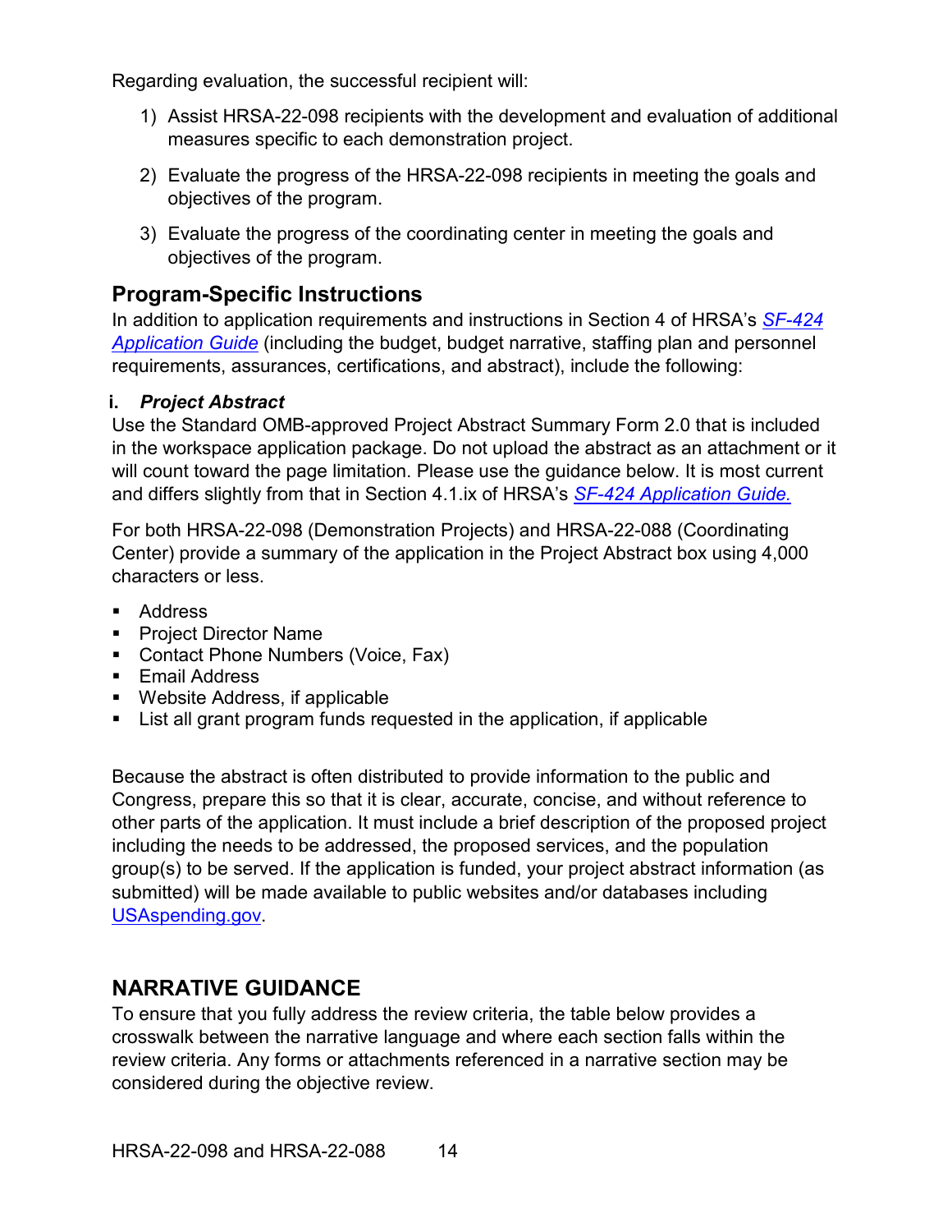Regarding evaluation, the successful recipient will:

1) Assist HRSA-22-098 recipients with the development and evaluation of additional measures specific to each demonstration project.
2) Evaluate the progress of the HRSA-22-098 recipients in meeting the goals and objectives of the program.
3) Evaluate the progress of the coordinating center in meeting the goals and objectives of the program.

## Program-Specific Instructions

In addition to application requirements and instructions in Section 4 of HRSA's *SF-424 Application Guide* (including the budget, budget narrative, staffing plan and personnel requirements, assurances, certifications, and abstract), include the following:

### i. *Project Abstract*

Use the Standard OMB-approved Project Abstract Summary Form 2.0 that is included in the workspace application package. Do not upload the abstract as an attachment or it will count toward the page limitation. Please use the guidance below. It is most current and differs slightly from that in Section 4.1.ix of HRSA's *SF-424 Application Guide.*

For both HRSA-22-098 (Demonstration Projects) and HRSA-22-088 (Coordinating Center) provide a summary of the application in the Project Abstract box using 4,000 characters or less.

- Address
- Project Director Name
- Contact Phone Numbers (Voice, Fax)
- Email Address
- Website Address, if applicable
- List all grant program funds requested in the application, if applicable

Because the abstract is often distributed to provide information to the public and Congress, prepare this so that it is clear, accurate, concise, and without reference to other parts of the application. It must include a brief description of the proposed project including the needs to be addressed, the proposed services, and the population group(s) to be served. If the application is funded, your project abstract information (as submitted) will be made available to public websites and/or databases including USAspending.gov.

## NARRATIVE GUIDANCE

To ensure that you fully address the review criteria, the table below provides a crosswalk between the narrative language and where each section falls within the review criteria. Any forms or attachments referenced in a narrative section may be considered during the objective review.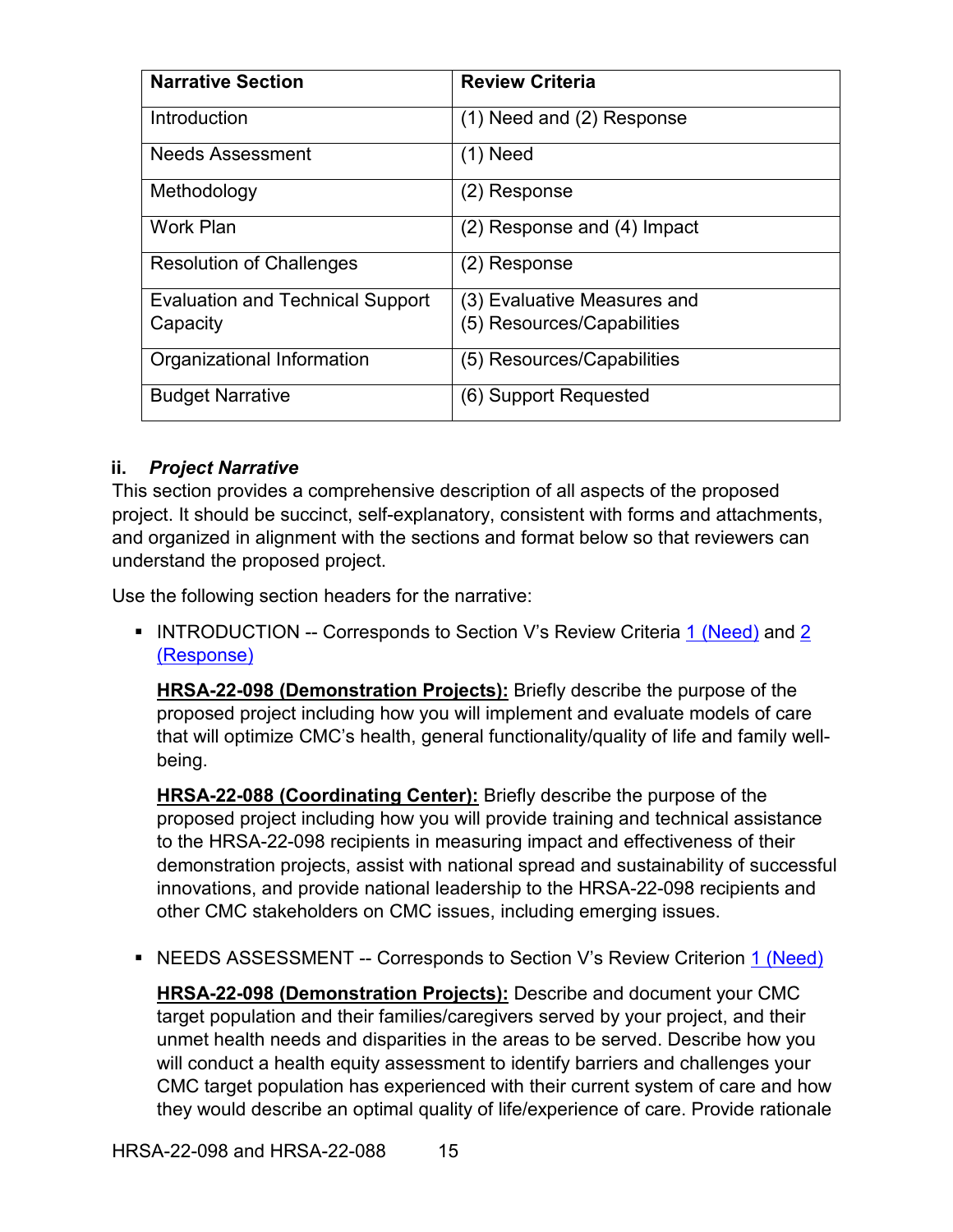| Narrative Section | Review Criteria |
| --- | --- |
| Introduction | (1) Need and (2) Response |
| Needs Assessment | (1) Need |
| Methodology | (2) Response |
| Work Plan | (2) Response and (4) Impact |
| Resolution of Challenges | (2) Response |
| Evaluation and Technical Support Capacity | (3) Evaluative Measures and (5) Resources/Capabilities |
| Organizational Information | (5) Resources/Capabilities |
| Budget Narrative | (6) Support Requested |

### ii. *Project Narrative*

This section provides a comprehensive description of all aspects of the proposed project. It should be succinct, self-explanatory, consistent with forms and attachments, and organized in alignment with the sections and format below so that reviewers can understand the proposed project.

Use the following section headers for the narrative:

- INTRODUCTION -- Corresponds to Section V's Review Criteria 1 (Need) and 2 (Response)

  **HRSA-22-098 (Demonstration Projects):** Briefly describe the purpose of the proposed project including how you will implement and evaluate models of care that will optimize CMC's health, general functionality/quality of life and family well-being.

  **HRSA-22-088 (Coordinating Center):** Briefly describe the purpose of the proposed project including how you will provide training and technical assistance to the HRSA-22-098 recipients in measuring impact and effectiveness of their demonstration projects, assist with national spread and sustainability of successful innovations, and provide national leadership to the HRSA-22-098 recipients and other CMC stakeholders on CMC issues, including emerging issues.

- NEEDS ASSESSMENT -- Corresponds to Section V's Review Criterion 1 (Need)

  **HRSA-22-098 (Demonstration Projects):** Describe and document your CMC target population and their families/caregivers served by your project, and their unmet health needs and disparities in the areas to be served. Describe how you will conduct a health equity assessment to identify barriers and challenges your CMC target population has experienced with their current system of care and how they would describe an optimal quality of life/experience of care. Provide rationale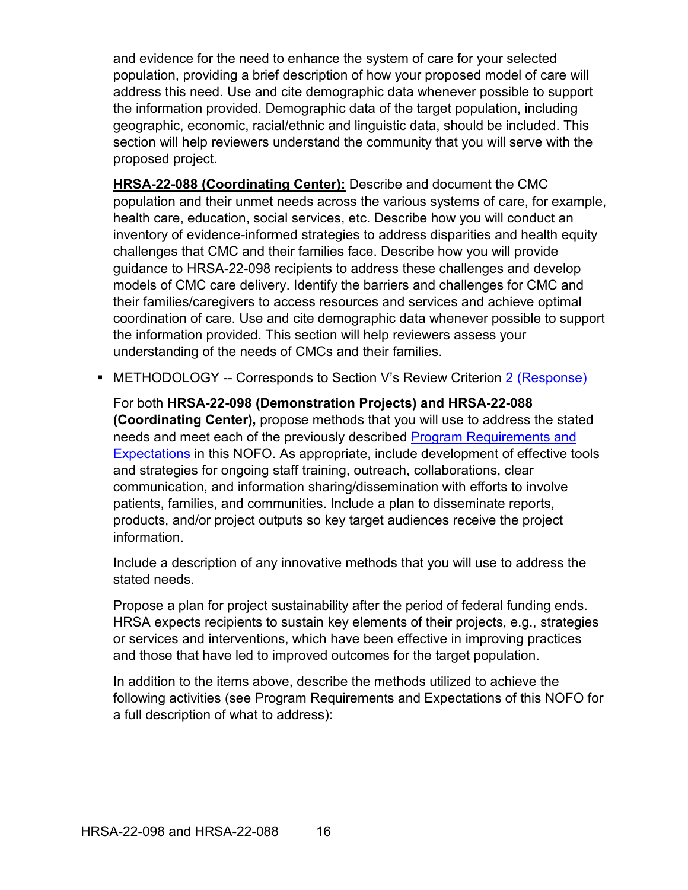and evidence for the need to enhance the system of care for your selected population, providing a brief description of how your proposed model of care will address this need. Use and cite demographic data whenever possible to support the information provided. Demographic data of the target population, including geographic, economic, racial/ethnic and linguistic data, should be included. This section will help reviewers understand the community that you will serve with the proposed project.

**HRSA-22-088 (Coordinating Center):** Describe and document the CMC population and their unmet needs across the various systems of care, for example, health care, education, social services, etc. Describe how you will conduct an inventory of evidence-informed strategies to address disparities and health equity challenges that CMC and their families face. Describe how you will provide guidance to HRSA-22-098 recipients to address these challenges and develop models of CMC care delivery. Identify the barriers and challenges for CMC and their families/caregivers to access resources and services and achieve optimal coordination of care. Use and cite demographic data whenever possible to support the information provided. This section will help reviewers assess your understanding of the needs of CMCs and their families.

- METHODOLOGY -- Corresponds to Section V's Review Criterion 2 (Response)

  For both **HRSA-22-098 (Demonstration Projects) and HRSA-22-088 (Coordinating Center),** propose methods that you will use to address the stated needs and meet each of the previously described Program Requirements and Expectations in this NOFO. As appropriate, include development of effective tools and strategies for ongoing staff training, outreach, collaborations, clear communication, and information sharing/dissemination with efforts to involve patients, families, and communities. Include a plan to disseminate reports, products, and/or project outputs so key target audiences receive the project information.

  Include a description of any innovative methods that you will use to address the stated needs.

  Propose a plan for project sustainability after the period of federal funding ends. HRSA expects recipients to sustain key elements of their projects, e.g., strategies or services and interventions, which have been effective in improving practices and those that have led to improved outcomes for the target population.

  In addition to the items above, describe the methods utilized to achieve the following activities (see Program Requirements and Expectations of this NOFO for a full description of what to address):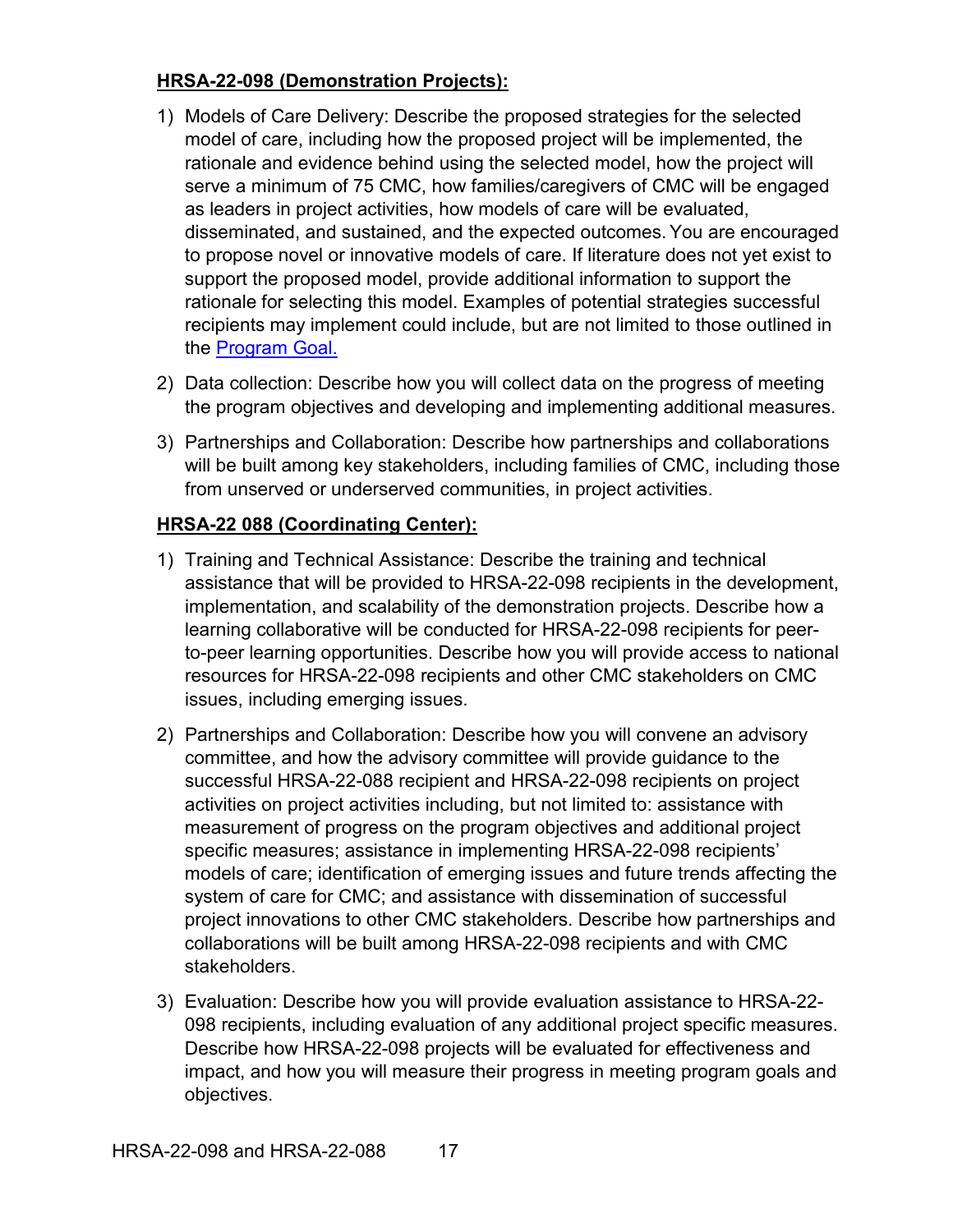**HRSA-22-098 (Demonstration Projects):**

1) Models of Care Delivery: Describe the proposed strategies for the selected model of care, including how the proposed project will be implemented, the rationale and evidence behind using the selected model, how the project will serve a minimum of 75 CMC, how families/caregivers of CMC will be engaged as leaders in project activities, how models of care will be evaluated, disseminated, and sustained, and the expected outcomes. You are encouraged to propose novel or innovative models of care. If literature does not yet exist to support the proposed model, provide additional information to support the rationale for selecting this model. Examples of potential strategies successful recipients may implement could include, but are not limited to those outlined in the [Program Goal.](#)
2) Data collection: Describe how you will collect data on the progress of meeting the program objectives and developing and implementing additional measures.
3) Partnerships and Collaboration: Describe how partnerships and collaborations will be built among key stakeholders, including families of CMC, including those from unserved or underserved communities, in project activities.

**HRSA-22 088 (Coordinating Center):**

1) Training and Technical Assistance: Describe the training and technical assistance that will be provided to HRSA-22-098 recipients in the development, implementation, and scalability of the demonstration projects. Describe how a learning collaborative will be conducted for HRSA-22-098 recipients for peer-to-peer learning opportunities. Describe how you will provide access to national resources for HRSA-22-098 recipients and other CMC stakeholders on CMC issues, including emerging issues.
2) Partnerships and Collaboration: Describe how you will convene an advisory committee, and how the advisory committee will provide guidance to the successful HRSA-22-088 recipient and HRSA-22-098 recipients on project activities on project activities including, but not limited to: assistance with measurement of progress on the program objectives and additional project specific measures; assistance in implementing HRSA-22-098 recipients' models of care; identification of emerging issues and future trends affecting the system of care for CMC; and assistance with dissemination of successful project innovations to other CMC stakeholders. Describe how partnerships and collaborations will be built among HRSA-22-098 recipients and with CMC stakeholders.
3) Evaluation: Describe how you will provide evaluation assistance to HRSA-22-098 recipients, including evaluation of any additional project specific measures. Describe how HRSA-22-098 projects will be evaluated for effectiveness and impact, and how you will measure their progress in meeting program goals and objectives.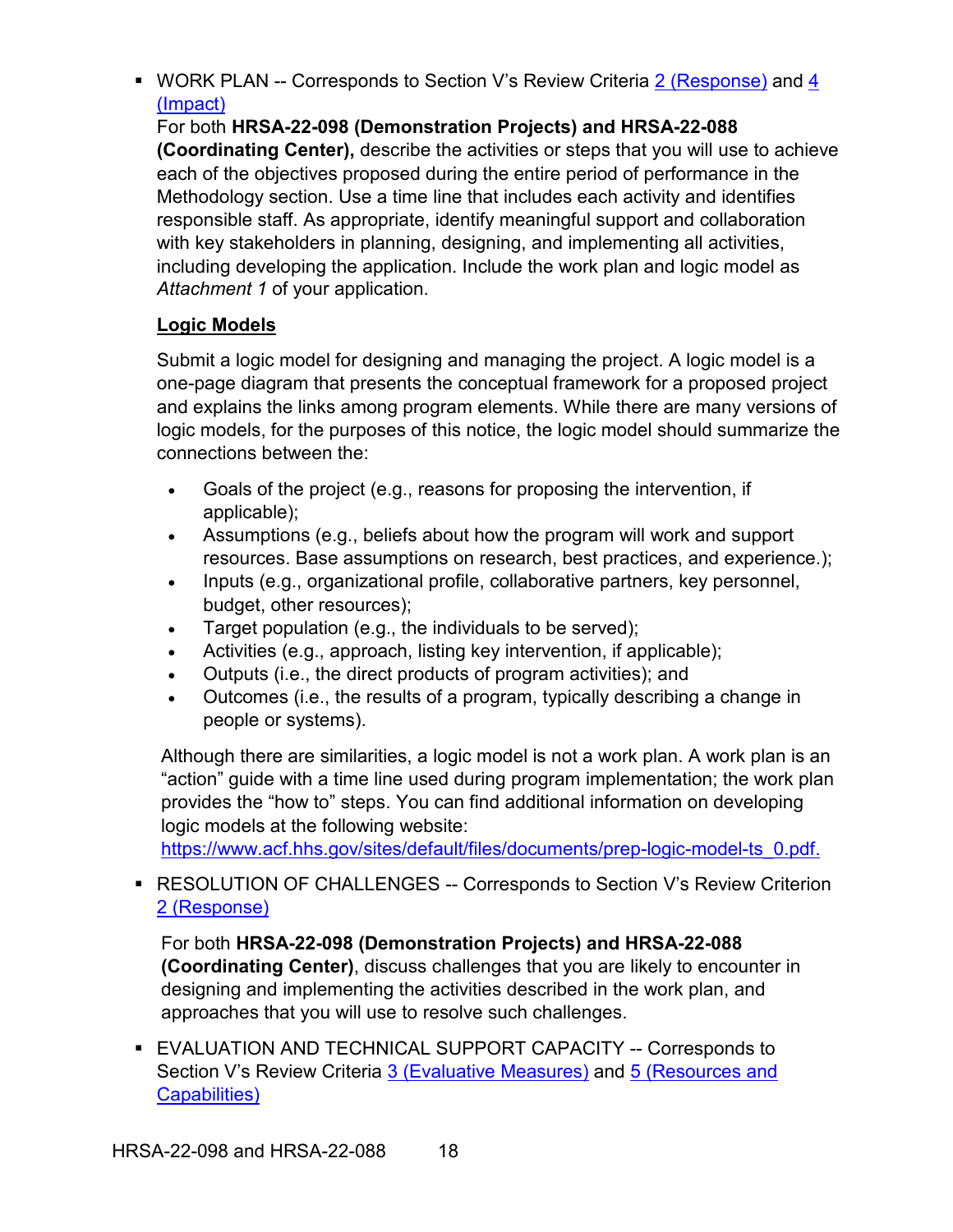- WORK PLAN -- Corresponds to Section V's Review Criteria [2 (Response)] and [4 (Impact)]

  For both **HRSA-22-098 (Demonstration Projects) and HRSA-22-088 (Coordinating Center),** describe the activities or steps that you will use to achieve each of the objectives proposed during the entire period of performance in the Methodology section. Use a time line that includes each activity and identifies responsible staff. As appropriate, identify meaningful support and collaboration with key stakeholders in planning, designing, and implementing all activities, including developing the application. Include the work plan and logic model as *Attachment 1* of your application.

  **Logic Models**

  Submit a logic model for designing and managing the project. A logic model is a one-page diagram that presents the conceptual framework for a proposed project and explains the links among program elements. While there are many versions of logic models, for the purposes of this notice, the logic model should summarize the connections between the:

  - Goals of the project (e.g., reasons for proposing the intervention, if applicable);
  - Assumptions (e.g., beliefs about how the program will work and support resources. Base assumptions on research, best practices, and experience.);
  - Inputs (e.g., organizational profile, collaborative partners, key personnel, budget, other resources);
  - Target population (e.g., the individuals to be served);
  - Activities (e.g., approach, listing key intervention, if applicable);
  - Outputs (i.e., the direct products of program activities); and
  - Outcomes (i.e., the results of a program, typically describing a change in people or systems).

  Although there are similarities, a logic model is not a work plan. A work plan is an "action" guide with a time line used during program implementation; the work plan provides the "how to" steps. You can find additional information on developing logic models at the following website: https://www.acf.hhs.gov/sites/default/files/documents/prep-logic-model-ts_0.pdf.

- RESOLUTION OF CHALLENGES -- Corresponds to Section V's Review Criterion [2 (Response)]

  For both **HRSA-22-098 (Demonstration Projects) and HRSA-22-088 (Coordinating Center)**, discuss challenges that you are likely to encounter in designing and implementing the activities described in the work plan, and approaches that you will use to resolve such challenges.

- EVALUATION AND TECHNICAL SUPPORT CAPACITY -- Corresponds to Section V's Review Criteria [3 (Evaluative Measures)] and [5 (Resources and Capabilities)]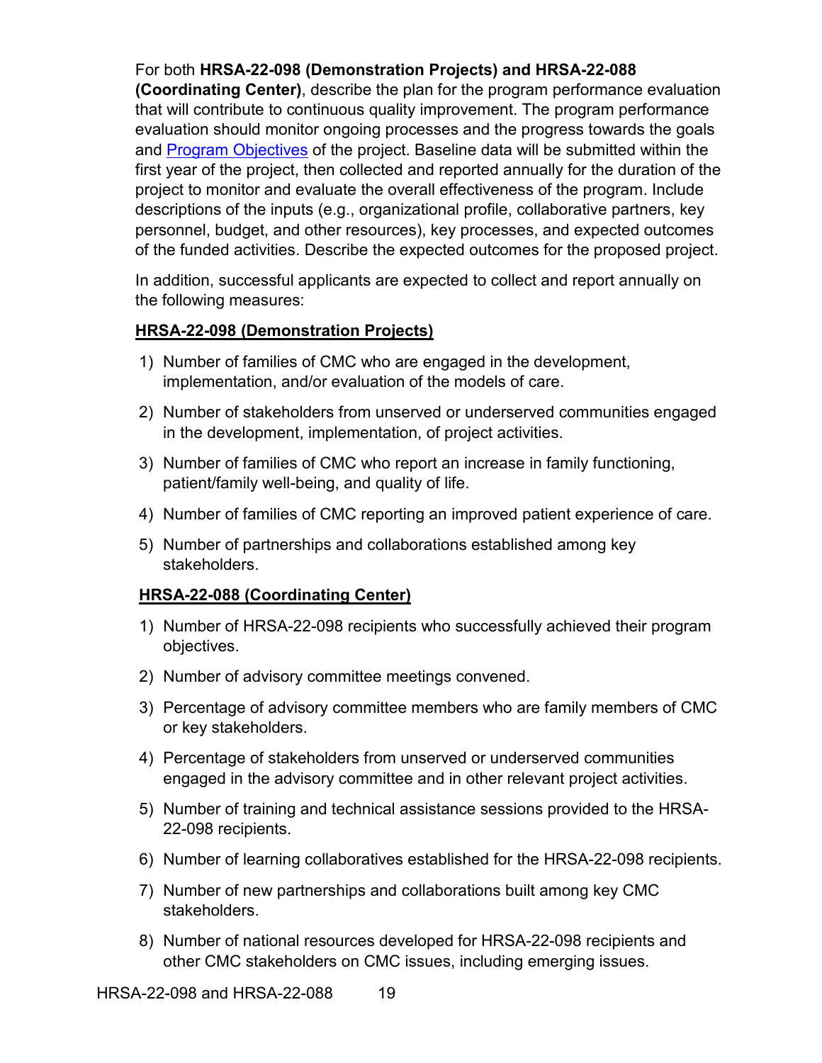For both **HRSA-22-098 (Demonstration Projects) and HRSA-22-088 (Coordinating Center)**, describe the plan for the program performance evaluation that will contribute to continuous quality improvement. The program performance evaluation should monitor ongoing processes and the progress towards the goals and [Program Objectives](#) of the project. Baseline data will be submitted within the first year of the project, then collected and reported annually for the duration of the project to monitor and evaluate the overall effectiveness of the program. Include descriptions of the inputs (e.g., organizational profile, collaborative partners, key personnel, budget, and other resources), key processes, and expected outcomes of the funded activities. Describe the expected outcomes for the proposed project.

In addition, successful applicants are expected to collect and report annually on the following measures:

**HRSA-22-098 (Demonstration Projects)**

1) Number of families of CMC who are engaged in the development, implementation, and/or evaluation of the models of care.
2) Number of stakeholders from unserved or underserved communities engaged in the development, implementation, of project activities.
3) Number of families of CMC who report an increase in family functioning, patient/family well-being, and quality of life.
4) Number of families of CMC reporting an improved patient experience of care.
5) Number of partnerships and collaborations established among key stakeholders.

**HRSA-22-088 (Coordinating Center)**

1) Number of HRSA-22-098 recipients who successfully achieved their program objectives.
2) Number of advisory committee meetings convened.
3) Percentage of advisory committee members who are family members of CMC or key stakeholders.
4) Percentage of stakeholders from unserved or underserved communities engaged in the advisory committee and in other relevant project activities.
5) Number of training and technical assistance sessions provided to the HRSA-22-098 recipients.
6) Number of learning collaboratives established for the HRSA-22-098 recipients.
7) Number of new partnerships and collaborations built among key CMC stakeholders.
8) Number of national resources developed for HRSA-22-098 recipients and other CMC stakeholders on CMC issues, including emerging issues.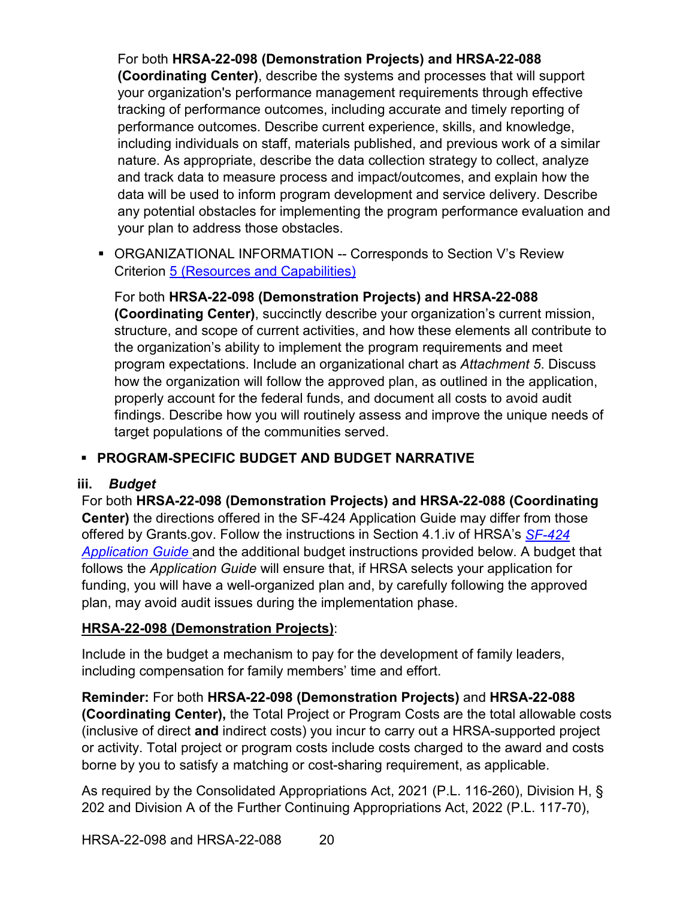For both **HRSA-22-098 (Demonstration Projects) and HRSA-22-088 (Coordinating Center)**, describe the systems and processes that will support your organization's performance management requirements through effective tracking of performance outcomes, including accurate and timely reporting of performance outcomes. Describe current experience, skills, and knowledge, including individuals on staff, materials published, and previous work of a similar nature. As appropriate, describe the data collection strategy to collect, analyze and track data to measure process and impact/outcomes, and explain how the data will be used to inform program development and service delivery. Describe any potential obstacles for implementing the program performance evaluation and your plan to address those obstacles.

- ORGANIZATIONAL INFORMATION -- Corresponds to Section V's Review Criterion 5 (Resources and Capabilities)

  For both **HRSA-22-098 (Demonstration Projects) and HRSA-22-088 (Coordinating Center)**, succinctly describe your organization's current mission, structure, and scope of current activities, and how these elements all contribute to the organization's ability to implement the program requirements and meet program expectations. Include an organizational chart as *Attachment 5*. Discuss how the organization will follow the approved plan, as outlined in the application, properly account for the federal funds, and document all costs to avoid audit findings. Describe how you will routinely assess and improve the unique needs of target populations of the communities served.

- **PROGRAM-SPECIFIC BUDGET AND BUDGET NARRATIVE**

### iii. *Budget*

For both **HRSA-22-098 (Demonstration Projects) and HRSA-22-088 (Coordinating Center)** the directions offered in the SF-424 Application Guide may differ from those offered by Grants.gov. Follow the instructions in Section 4.1.iv of HRSA's *SF-424 Application Guide* and the additional budget instructions provided below. A budget that follows the *Application Guide* will ensure that, if HRSA selects your application for funding, you will have a well-organized plan and, by carefully following the approved plan, may avoid audit issues during the implementation phase.

**HRSA-22-098 (Demonstration Projects)**:

Include in the budget a mechanism to pay for the development of family leaders, including compensation for family members' time and effort.

**Reminder:** For both **HRSA-22-098 (Demonstration Projects)** and **HRSA-22-088 (Coordinating Center),** the Total Project or Program Costs are the total allowable costs (inclusive of direct **and** indirect costs) you incur to carry out a HRSA-supported project or activity. Total project or program costs include costs charged to the award and costs borne by you to satisfy a matching or cost-sharing requirement, as applicable.

As required by the Consolidated Appropriations Act, 2021 (P.L. 116-260), Division H, § 202 and Division A of the Further Continuing Appropriations Act, 2022 (P.L. 117-70),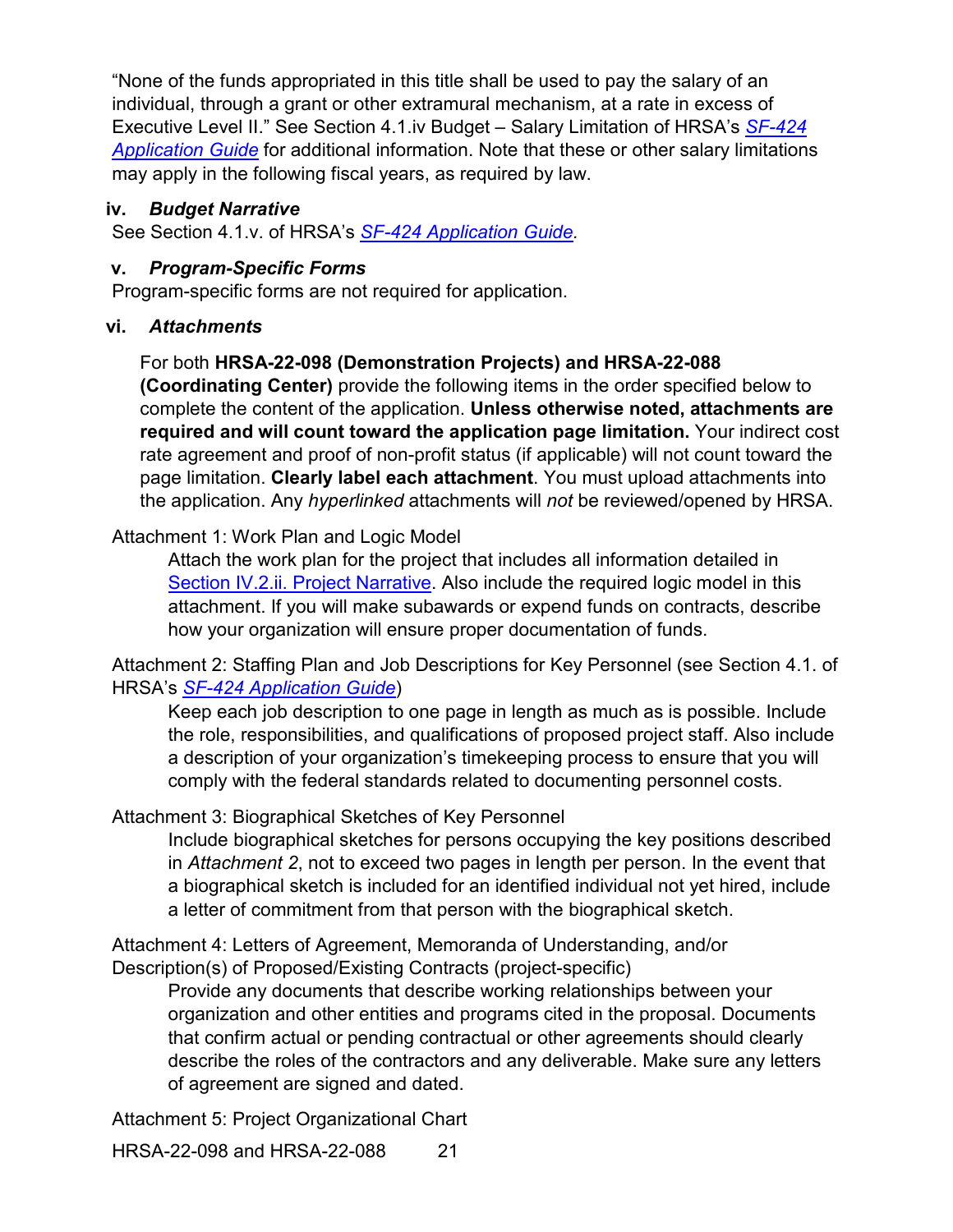"None of the funds appropriated in this title shall be used to pay the salary of an individual, through a grant or other extramural mechanism, at a rate in excess of Executive Level II." See Section 4.1.iv Budget – Salary Limitation of HRSA's *SF-424 Application Guide* for additional information. Note that these or other salary limitations may apply in the following fiscal years, as required by law.

### iv. *Budget Narrative*

See Section 4.1.v. of HRSA's *SF-424 Application Guide.*

### v. *Program-Specific Forms*

Program-specific forms are not required for application.

### vi. *Attachments*

For both **HRSA-22-098 (Demonstration Projects) and HRSA-22-088 (Coordinating Center)** provide the following items in the order specified below to complete the content of the application. **Unless otherwise noted, attachments are required and will count toward the application page limitation.** Your indirect cost rate agreement and proof of non-profit status (if applicable) will not count toward the page limitation. **Clearly label each attachment**. You must upload attachments into the application. Any *hyperlinked* attachments will *not* be reviewed/opened by HRSA.

Attachment 1: Work Plan and Logic Model

Attach the work plan for the project that includes all information detailed in Section IV.2.ii. Project Narrative. Also include the required logic model in this attachment. If you will make subawards or expend funds on contracts, describe how your organization will ensure proper documentation of funds.

Attachment 2: Staffing Plan and Job Descriptions for Key Personnel (see Section 4.1. of HRSA's *SF-424 Application Guide*)

Keep each job description to one page in length as much as is possible. Include the role, responsibilities, and qualifications of proposed project staff. Also include a description of your organization's timekeeping process to ensure that you will comply with the federal standards related to documenting personnel costs.

Attachment 3: Biographical Sketches of Key Personnel

Include biographical sketches for persons occupying the key positions described in *Attachment 2*, not to exceed two pages in length per person. In the event that a biographical sketch is included for an identified individual not yet hired, include a letter of commitment from that person with the biographical sketch.

Attachment 4: Letters of Agreement, Memoranda of Understanding, and/or Description(s) of Proposed/Existing Contracts (project-specific)

Provide any documents that describe working relationships between your organization and other entities and programs cited in the proposal. Documents that confirm actual or pending contractual or other agreements should clearly describe the roles of the contractors and any deliverable. Make sure any letters of agreement are signed and dated.

Attachment 5: Project Organizational Chart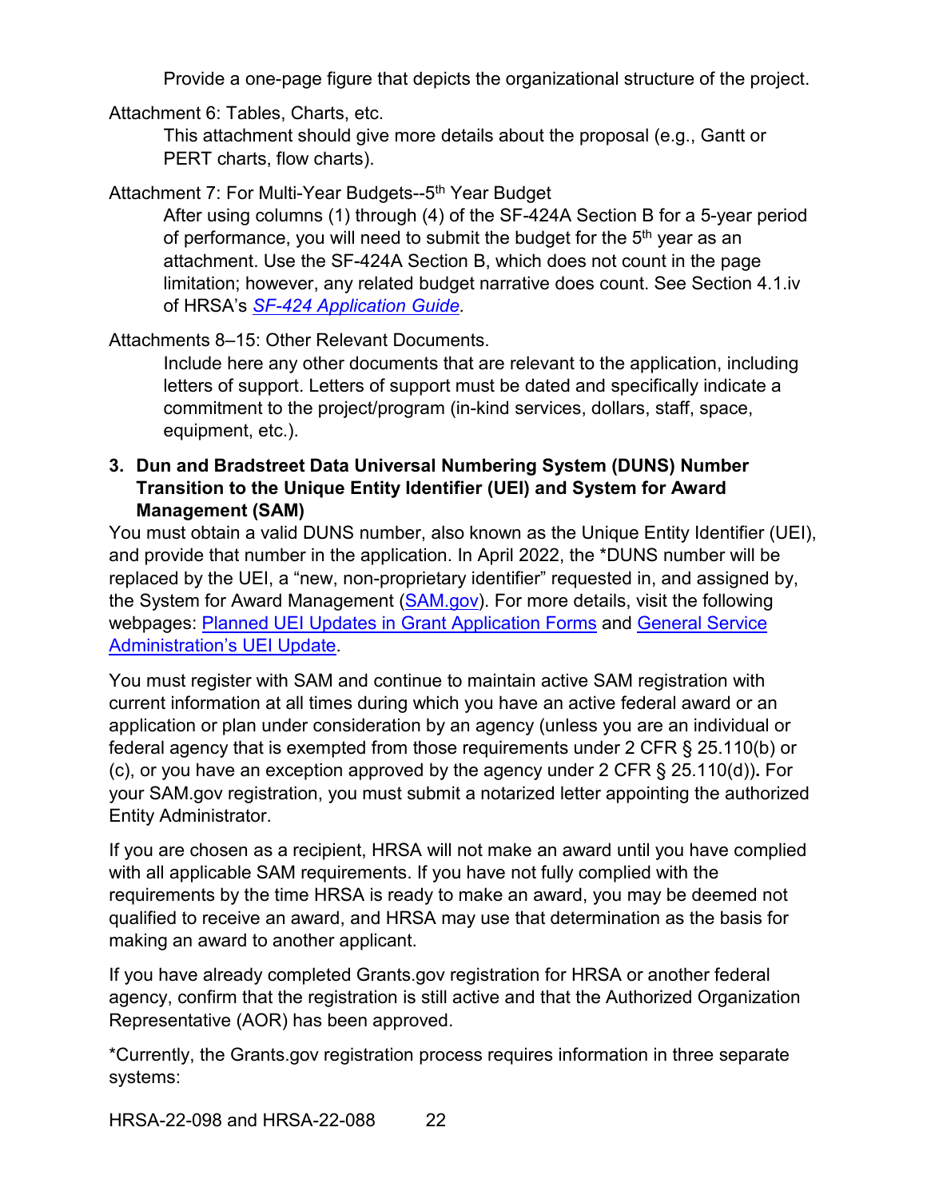Provide a one-page figure that depicts the organizational structure of the project.

Attachment 6: Tables, Charts, etc.

This attachment should give more details about the proposal (e.g., Gantt or PERT charts, flow charts).

Attachment 7: For Multi-Year Budgets--5th Year Budget

After using columns (1) through (4) of the SF-424A Section B for a 5-year period of performance, you will need to submit the budget for the 5th year as an attachment. Use the SF-424A Section B, which does not count in the page limitation; however, any related budget narrative does count. See Section 4.1.iv of HRSA's *SF-424 Application Guide.*

Attachments 8–15: Other Relevant Documents.

Include here any other documents that are relevant to the application, including letters of support. Letters of support must be dated and specifically indicate a commitment to the project/program (in-kind services, dollars, staff, space, equipment, etc.).

### 3. Dun and Bradstreet Data Universal Numbering System (DUNS) Number Transition to the Unique Entity Identifier (UEI) and System for Award Management (SAM)

You must obtain a valid DUNS number, also known as the Unique Entity Identifier (UEI), and provide that number in the application. In April 2022, the *DUNS number will be replaced by the UEI, a "new, non-proprietary identifier" requested in, and assigned by, the System for Award Management (SAM.gov). For more details, visit the following webpages: Planned UEI Updates in Grant Application Forms and General Service Administration's UEI Update.

You must register with SAM and continue to maintain active SAM registration with current information at all times during which you have an active federal award or an application or plan under consideration by an agency (unless you are an individual or federal agency that is exempted from those requirements under 2 CFR § 25.110(b) or (c), or you have an exception approved by the agency under 2 CFR § 25.110(d))**.** For your SAM.gov registration, you must submit a notarized letter appointing the authorized Entity Administrator.

If you are chosen as a recipient, HRSA will not make an award until you have complied with all applicable SAM requirements. If you have not fully complied with the requirements by the time HRSA is ready to make an award, you may be deemed not qualified to receive an award, and HRSA may use that determination as the basis for making an award to another applicant.

If you have already completed Grants.gov registration for HRSA or another federal agency, confirm that the registration is still active and that the Authorized Organization Representative (AOR) has been approved.

*Currently, the Grants.gov registration process requires information in three separate systems: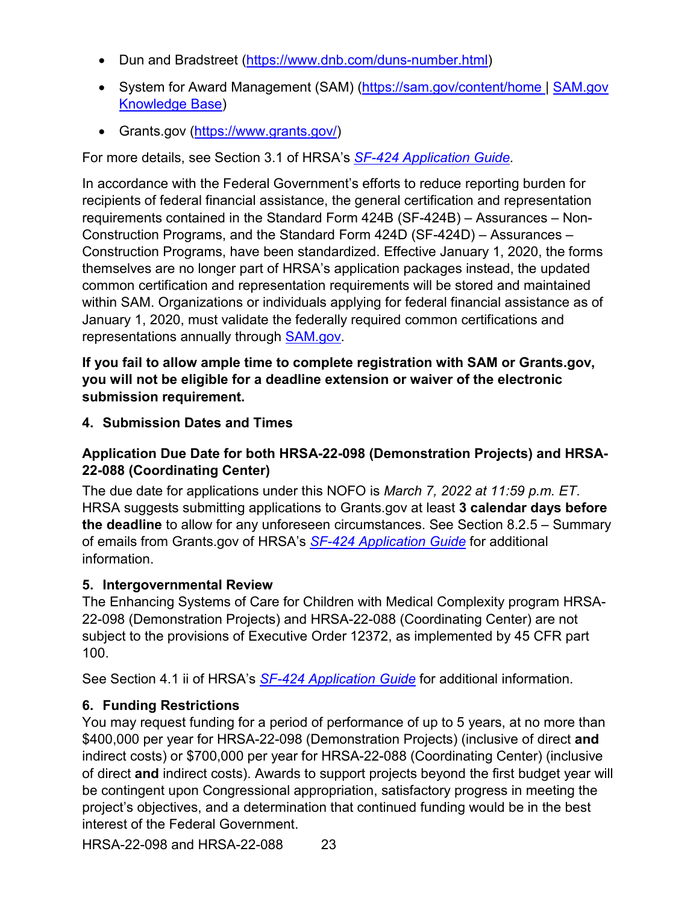- Dun and Bradstreet (https://www.dnb.com/duns-number.html)
- System for Award Management (SAM) (https://sam.gov/content/home | SAM.gov Knowledge Base)
- Grants.gov (https://www.grants.gov/)

For more details, see Section 3.1 of HRSA's *SF-424 Application Guide*.

In accordance with the Federal Government's efforts to reduce reporting burden for recipients of federal financial assistance, the general certification and representation requirements contained in the Standard Form 424B (SF-424B) – Assurances – Non-Construction Programs, and the Standard Form 424D (SF-424D) – Assurances – Construction Programs, have been standardized. Effective January 1, 2020, the forms themselves are no longer part of HRSA's application packages instead, the updated common certification and representation requirements will be stored and maintained within SAM. Organizations or individuals applying for federal financial assistance as of January 1, 2020, must validate the federally required common certifications and representations annually through SAM.gov.

**If you fail to allow ample time to complete registration with SAM or Grants.gov, you will not be eligible for a deadline extension or waiver of the electronic submission requirement.**

### 4. Submission Dates and Times

**Application Due Date for both HRSA-22-098 (Demonstration Projects) and HRSA-22-088 (Coordinating Center)**

The due date for applications under this NOFO is *March 7, 2022 at 11:59 p.m. ET*. HRSA suggests submitting applications to Grants.gov at least **3 calendar days before the deadline** to allow for any unforeseen circumstances. See Section 8.2.5 – Summary of emails from Grants.gov of HRSA's *SF-424 Application Guide* for additional information.

### 5. Intergovernmental Review

The Enhancing Systems of Care for Children with Medical Complexity program HRSA-22-098 (Demonstration Projects) and HRSA-22-088 (Coordinating Center) are not subject to the provisions of Executive Order 12372, as implemented by 45 CFR part 100.

See Section 4.1 ii of HRSA's *SF-424 Application Guide* for additional information.

### 6. Funding Restrictions

You may request funding for a period of performance of up to 5 years, at no more than $400,000 per year for HRSA-22-098 (Demonstration Projects) (inclusive of direct **and** indirect costs) or $700,000 per year for HRSA-22-088 (Coordinating Center) (inclusive of direct **and** indirect costs). Awards to support projects beyond the first budget year will be contingent upon Congressional appropriation, satisfactory progress in meeting the project's objectives, and a determination that continued funding would be in the best interest of the Federal Government.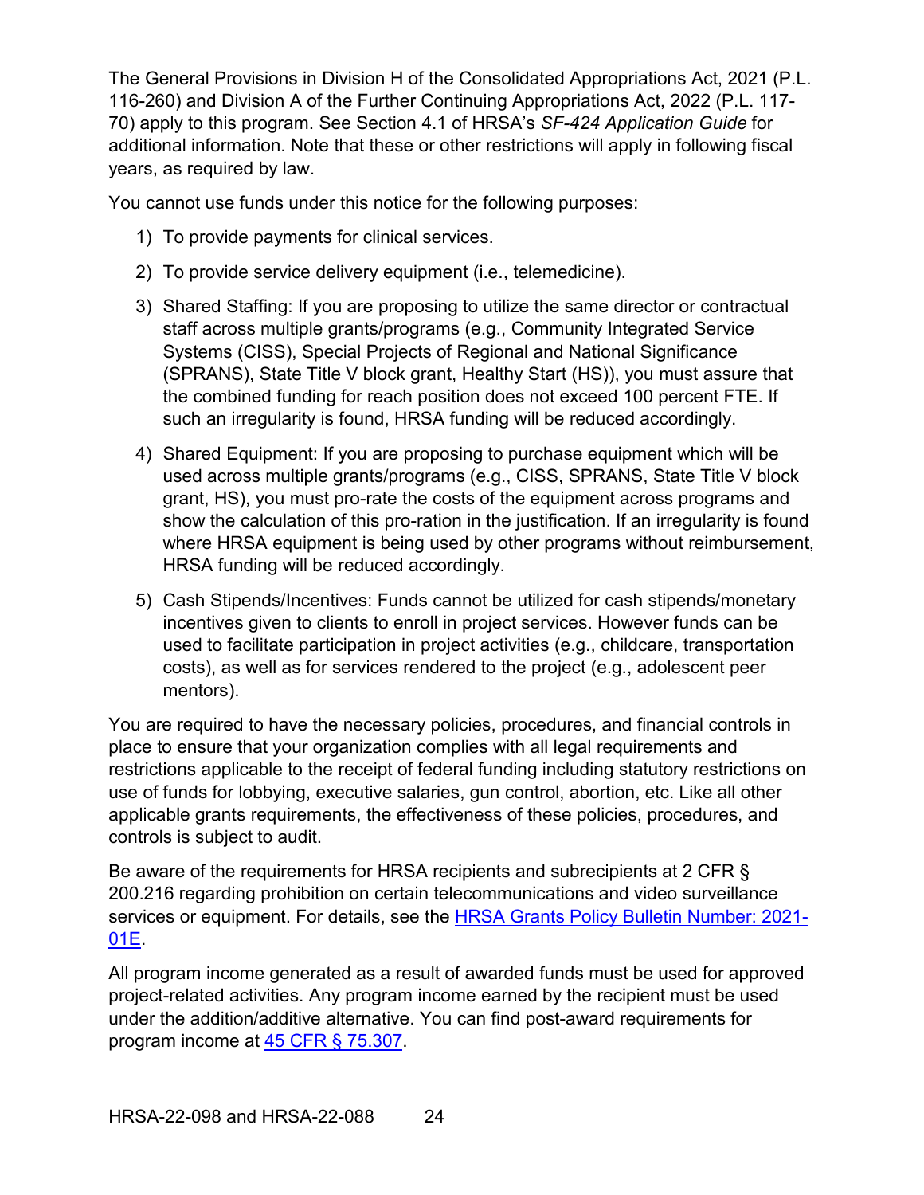The General Provisions in Division H of the Consolidated Appropriations Act, 2021 (P.L. 116-260) and Division A of the Further Continuing Appropriations Act, 2022 (P.L. 117-70) apply to this program. See Section 4.1 of HRSA's *SF-424 Application Guide* for additional information. Note that these or other restrictions will apply in following fiscal years, as required by law.

You cannot use funds under this notice for the following purposes:

1) To provide payments for clinical services.
2) To provide service delivery equipment (i.e., telemedicine).
3) Shared Staffing: If you are proposing to utilize the same director or contractual staff across multiple grants/programs (e.g., Community Integrated Service Systems (CISS), Special Projects of Regional and National Significance (SPRANS), State Title V block grant, Healthy Start (HS)), you must assure that the combined funding for reach position does not exceed 100 percent FTE. If such an irregularity is found, HRSA funding will be reduced accordingly.
4) Shared Equipment: If you are proposing to purchase equipment which will be used across multiple grants/programs (e.g., CISS, SPRANS, State Title V block grant, HS), you must pro-rate the costs of the equipment across programs and show the calculation of this pro-ration in the justification. If an irregularity is found where HRSA equipment is being used by other programs without reimbursement, HRSA funding will be reduced accordingly.
5) Cash Stipends/Incentives: Funds cannot be utilized for cash stipends/monetary incentives given to clients to enroll in project services. However funds can be used to facilitate participation in project activities (e.g., childcare, transportation costs), as well as for services rendered to the project (e.g., adolescent peer mentors).

You are required to have the necessary policies, procedures, and financial controls in place to ensure that your organization complies with all legal requirements and restrictions applicable to the receipt of federal funding including statutory restrictions on use of funds for lobbying, executive salaries, gun control, abortion, etc. Like all other applicable grants requirements, the effectiveness of these policies, procedures, and controls is subject to audit.

Be aware of the requirements for HRSA recipients and subrecipients at 2 CFR § 200.216 regarding prohibition on certain telecommunications and video surveillance services or equipment. For details, see the [HRSA Grants Policy Bulletin Number: 2021-01E](#).

All program income generated as a result of awarded funds must be used for approved project-related activities. Any program income earned by the recipient must be used under the addition/additive alternative. You can find post-award requirements for program income at [45 CFR § 75.307](#).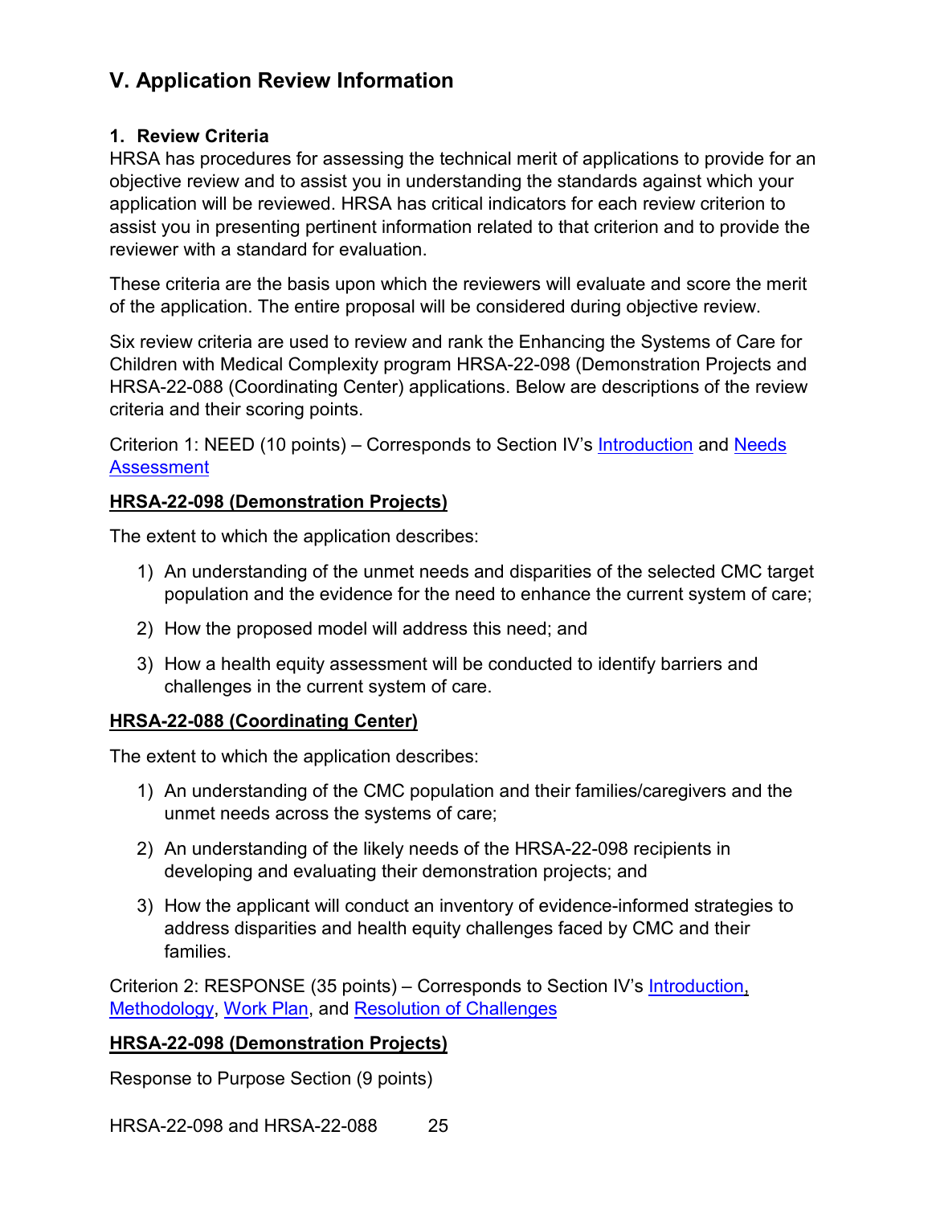## V. Application Review Information

### 1. Review Criteria

HRSA has procedures for assessing the technical merit of applications to provide for an objective review and to assist you in understanding the standards against which your application will be reviewed. HRSA has critical indicators for each review criterion to assist you in presenting pertinent information related to that criterion and to provide the reviewer with a standard for evaluation.

These criteria are the basis upon which the reviewers will evaluate and score the merit of the application. The entire proposal will be considered during objective review.

Six review criteria are used to review and rank the Enhancing the Systems of Care for Children with Medical Complexity program HRSA-22-098 (Demonstration Projects and HRSA-22-088 (Coordinating Center) applications. Below are descriptions of the review criteria and their scoring points.

Criterion 1: NEED (10 points) – Corresponds to Section IV's Introduction and Needs Assessment

**HRSA-22-098 (Demonstration Projects)**

The extent to which the application describes:

1) An understanding of the unmet needs and disparities of the selected CMC target population and the evidence for the need to enhance the current system of care;
2) How the proposed model will address this need; and
3) How a health equity assessment will be conducted to identify barriers and challenges in the current system of care.

**HRSA-22-088 (Coordinating Center)**

The extent to which the application describes:

1) An understanding of the CMC population and their families/caregivers and the unmet needs across the systems of care;
2) An understanding of the likely needs of the HRSA-22-098 recipients in developing and evaluating their demonstration projects; and
3) How the applicant will conduct an inventory of evidence-informed strategies to address disparities and health equity challenges faced by CMC and their families.

Criterion 2: RESPONSE (35 points) – Corresponds to Section IV's Introduction, Methodology, Work Plan, and Resolution of Challenges

**HRSA-22-098 (Demonstration Projects)**

Response to Purpose Section (9 points)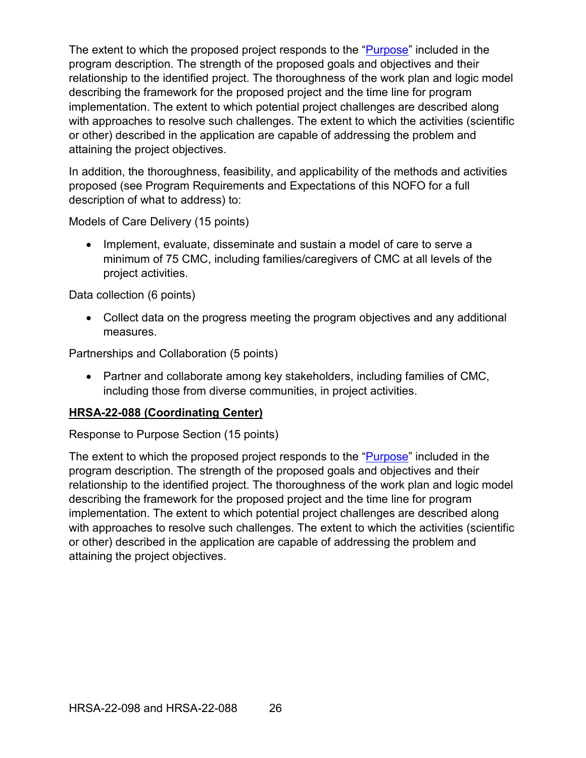The extent to which the proposed project responds to the "Purpose" included in the program description. The strength of the proposed goals and objectives and their relationship to the identified project. The thoroughness of the work plan and logic model describing the framework for the proposed project and the time line for program implementation. The extent to which potential project challenges are described along with approaches to resolve such challenges. The extent to which the activities (scientific or other) described in the application are capable of addressing the problem and attaining the project objectives.

In addition, the thoroughness, feasibility, and applicability of the methods and activities proposed (see Program Requirements and Expectations of this NOFO for a full description of what to address) to:

Models of Care Delivery (15 points)

- Implement, evaluate, disseminate and sustain a model of care to serve a minimum of 75 CMC, including families/caregivers of CMC at all levels of the project activities.

Data collection (6 points)

- Collect data on the progress meeting the program objectives and any additional measures.

Partnerships and Collaboration (5 points)

- Partner and collaborate among key stakeholders, including families of CMC, including those from diverse communities, in project activities.

**HRSA-22-088 (Coordinating Center)**

Response to Purpose Section (15 points)

The extent to which the proposed project responds to the "Purpose" included in the program description. The strength of the proposed goals and objectives and their relationship to the identified project. The thoroughness of the work plan and logic model describing the framework for the proposed project and the time line for program implementation. The extent to which potential project challenges are described along with approaches to resolve such challenges. The extent to which the activities (scientific or other) described in the application are capable of addressing the problem and attaining the project objectives.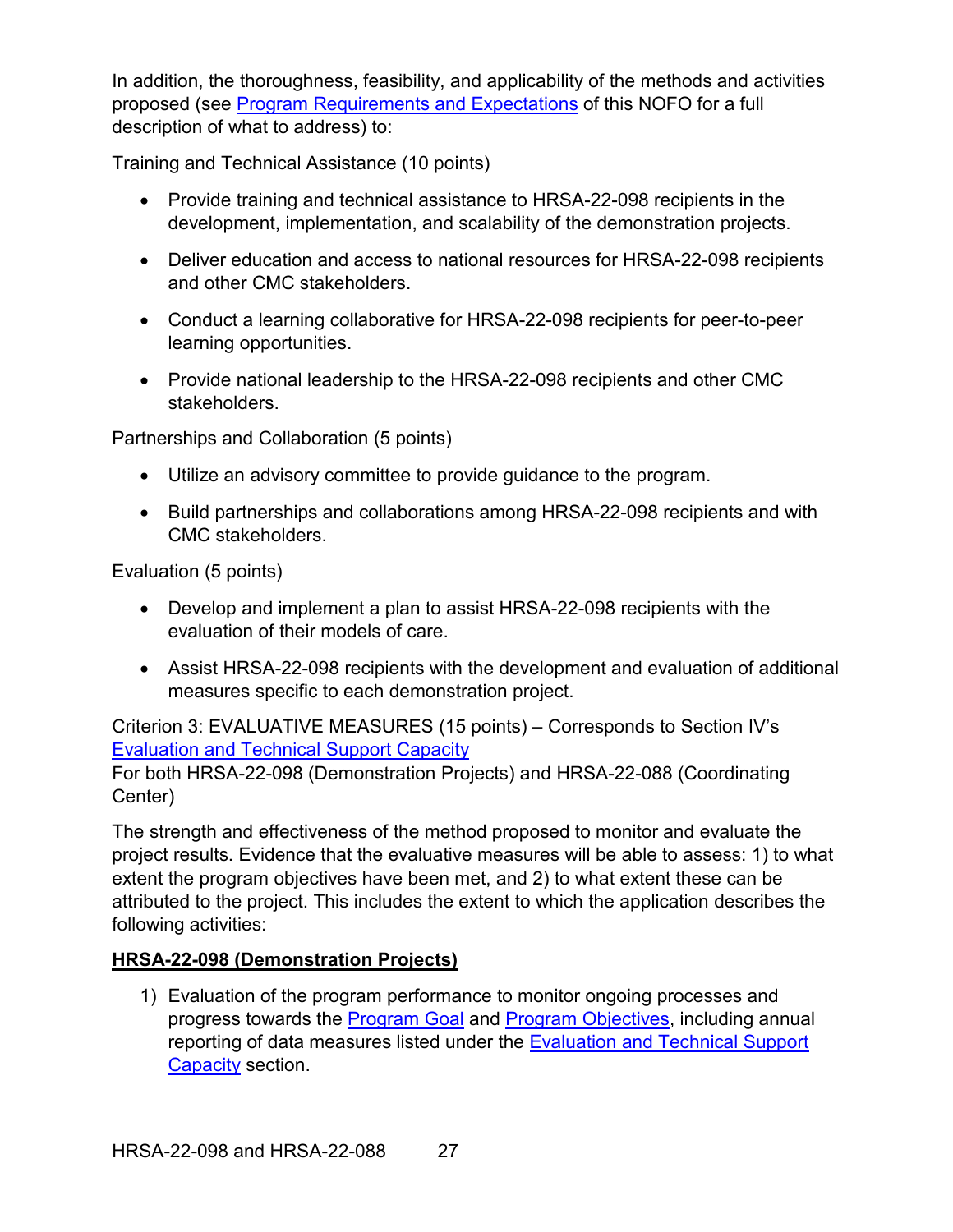In addition, the thoroughness, feasibility, and applicability of the methods and activities proposed (see Program Requirements and Expectations of this NOFO for a full description of what to address) to:

Training and Technical Assistance (10 points)

- Provide training and technical assistance to HRSA-22-098 recipients in the development, implementation, and scalability of the demonstration projects.
- Deliver education and access to national resources for HRSA-22-098 recipients and other CMC stakeholders.
- Conduct a learning collaborative for HRSA-22-098 recipients for peer-to-peer learning opportunities.
- Provide national leadership to the HRSA-22-098 recipients and other CMC stakeholders.

Partnerships and Collaboration (5 points)

- Utilize an advisory committee to provide guidance to the program.
- Build partnerships and collaborations among HRSA-22-098 recipients and with CMC stakeholders.

Evaluation (5 points)

- Develop and implement a plan to assist HRSA-22-098 recipients with the evaluation of their models of care.
- Assist HRSA-22-098 recipients with the development and evaluation of additional measures specific to each demonstration project.

Criterion 3: EVALUATIVE MEASURES (15 points) – Corresponds to Section IV's Evaluation and Technical Support Capacity
For both HRSA-22-098 (Demonstration Projects) and HRSA-22-088 (Coordinating Center)

The strength and effectiveness of the method proposed to monitor and evaluate the project results. Evidence that the evaluative measures will be able to assess: 1) to what extent the program objectives have been met, and 2) to what extent these can be attributed to the project. This includes the extent to which the application describes the following activities:

**HRSA-22-098 (Demonstration Projects)**

1) Evaluation of the program performance to monitor ongoing processes and progress towards the Program Goal and Program Objectives, including annual reporting of data measures listed under the Evaluation and Technical Support Capacity section.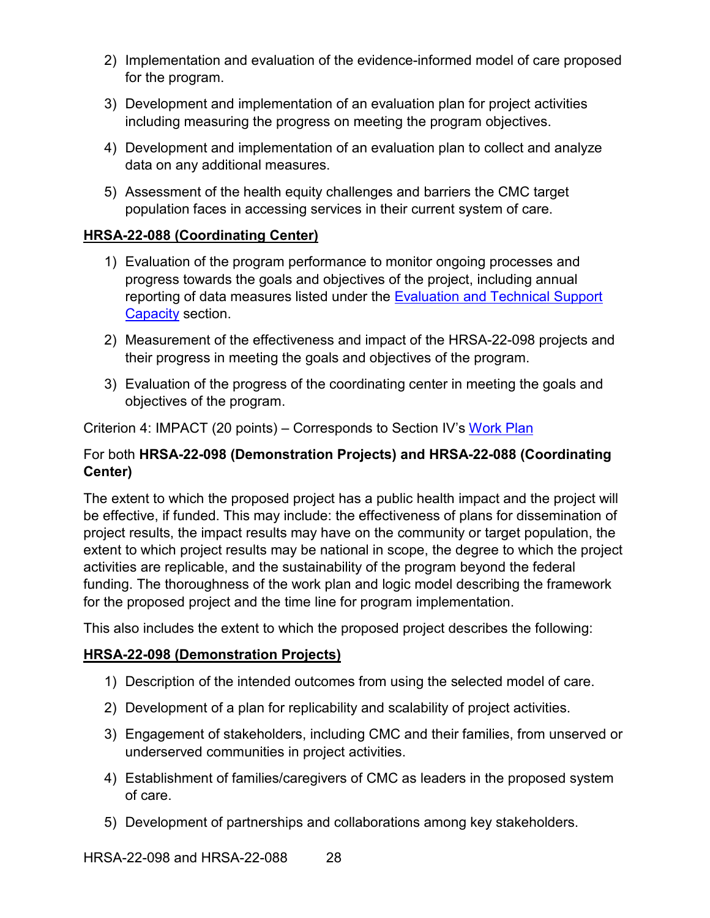2) Implementation and evaluation of the evidence-informed model of care proposed for the program.

3) Development and implementation of an evaluation plan for project activities including measuring the progress on meeting the program objectives.

4) Development and implementation of an evaluation plan to collect and analyze data on any additional measures.

5) Assessment of the health equity challenges and barriers the CMC target population faces in accessing services in their current system of care.

**HRSA-22-088 (Coordinating Center)**

1) Evaluation of the program performance to monitor ongoing processes and progress towards the goals and objectives of the project, including annual reporting of data measures listed under the Evaluation and Technical Support Capacity section.

2) Measurement of the effectiveness and impact of the HRSA-22-098 projects and their progress in meeting the goals and objectives of the program.

3) Evaluation of the progress of the coordinating center in meeting the goals and objectives of the program.

Criterion 4: IMPACT (20 points) – Corresponds to Section IV's Work Plan

For both **HRSA-22-098 (Demonstration Projects) and HRSA-22-088 (Coordinating Center)**

The extent to which the proposed project has a public health impact and the project will be effective, if funded. This may include: the effectiveness of plans for dissemination of project results, the impact results may have on the community or target population, the extent to which project results may be national in scope, the degree to which the project activities are replicable, and the sustainability of the program beyond the federal funding. The thoroughness of the work plan and logic model describing the framework for the proposed project and the time line for program implementation.

This also includes the extent to which the proposed project describes the following:

**HRSA-22-098 (Demonstration Projects)**

1) Description of the intended outcomes from using the selected model of care.

2) Development of a plan for replicability and scalability of project activities.

3) Engagement of stakeholders, including CMC and their families, from unserved or underserved communities in project activities.

4) Establishment of families/caregivers of CMC as leaders in the proposed system of care.

5) Development of partnerships and collaborations among key stakeholders.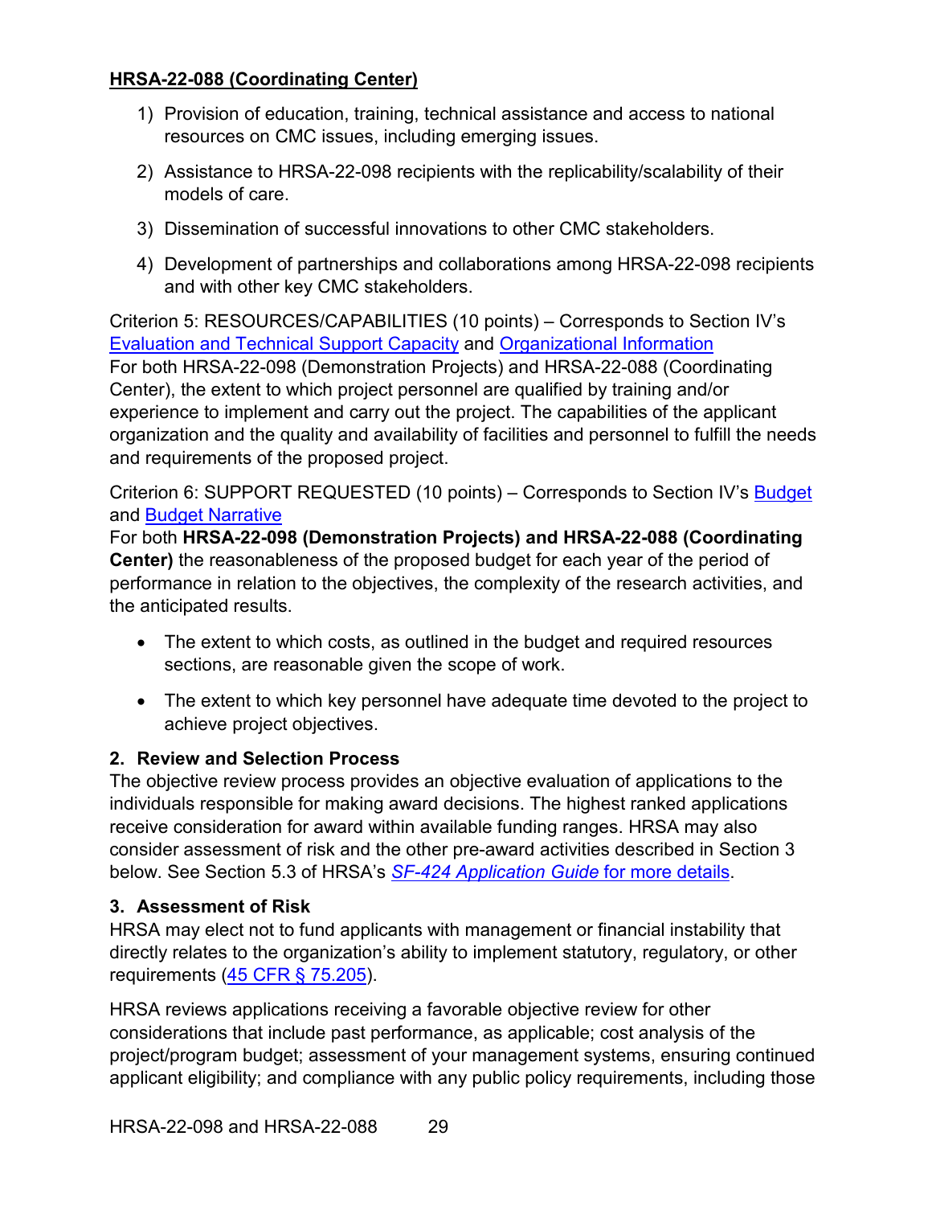**HRSA-22-088 (Coordinating Center)**

1) Provision of education, training, technical assistance and access to national resources on CMC issues, including emerging issues.

2) Assistance to HRSA-22-098 recipients with the replicability/scalability of their models of care.

3) Dissemination of successful innovations to other CMC stakeholders.

4) Development of partnerships and collaborations among HRSA-22-098 recipients and with other key CMC stakeholders.

Criterion 5: RESOURCES/CAPABILITIES (10 points) – Corresponds to Section IV's Evaluation and Technical Support Capacity and Organizational Information
For both HRSA-22-098 (Demonstration Projects) and HRSA-22-088 (Coordinating Center), the extent to which project personnel are qualified by training and/or experience to implement and carry out the project. The capabilities of the applicant organization and the quality and availability of facilities and personnel to fulfill the needs and requirements of the proposed project.

Criterion 6: SUPPORT REQUESTED (10 points) – Corresponds to Section IV's Budget and Budget Narrative
For both **HRSA-22-098 (Demonstration Projects) and HRSA-22-088 (Coordinating Center)** the reasonableness of the proposed budget for each year of the period of performance in relation to the objectives, the complexity of the research activities, and the anticipated results.

- The extent to which costs, as outlined in the budget and required resources sections, are reasonable given the scope of work.
- The extent to which key personnel have adequate time devoted to the project to achieve project objectives.

### 2. Review and Selection Process

The objective review process provides an objective evaluation of applications to the individuals responsible for making award decisions. The highest ranked applications receive consideration for award within available funding ranges. HRSA may also consider assessment of risk and the other pre-award activities described in Section 3 below. See Section 5.3 of HRSA's *SF-424 Application Guide* for more details.

### 3. Assessment of Risk

HRSA may elect not to fund applicants with management or financial instability that directly relates to the organization's ability to implement statutory, regulatory, or other requirements (45 CFR § 75.205).

HRSA reviews applications receiving a favorable objective review for other considerations that include past performance, as applicable; cost analysis of the project/program budget; assessment of your management systems, ensuring continued applicant eligibility; and compliance with any public policy requirements, including those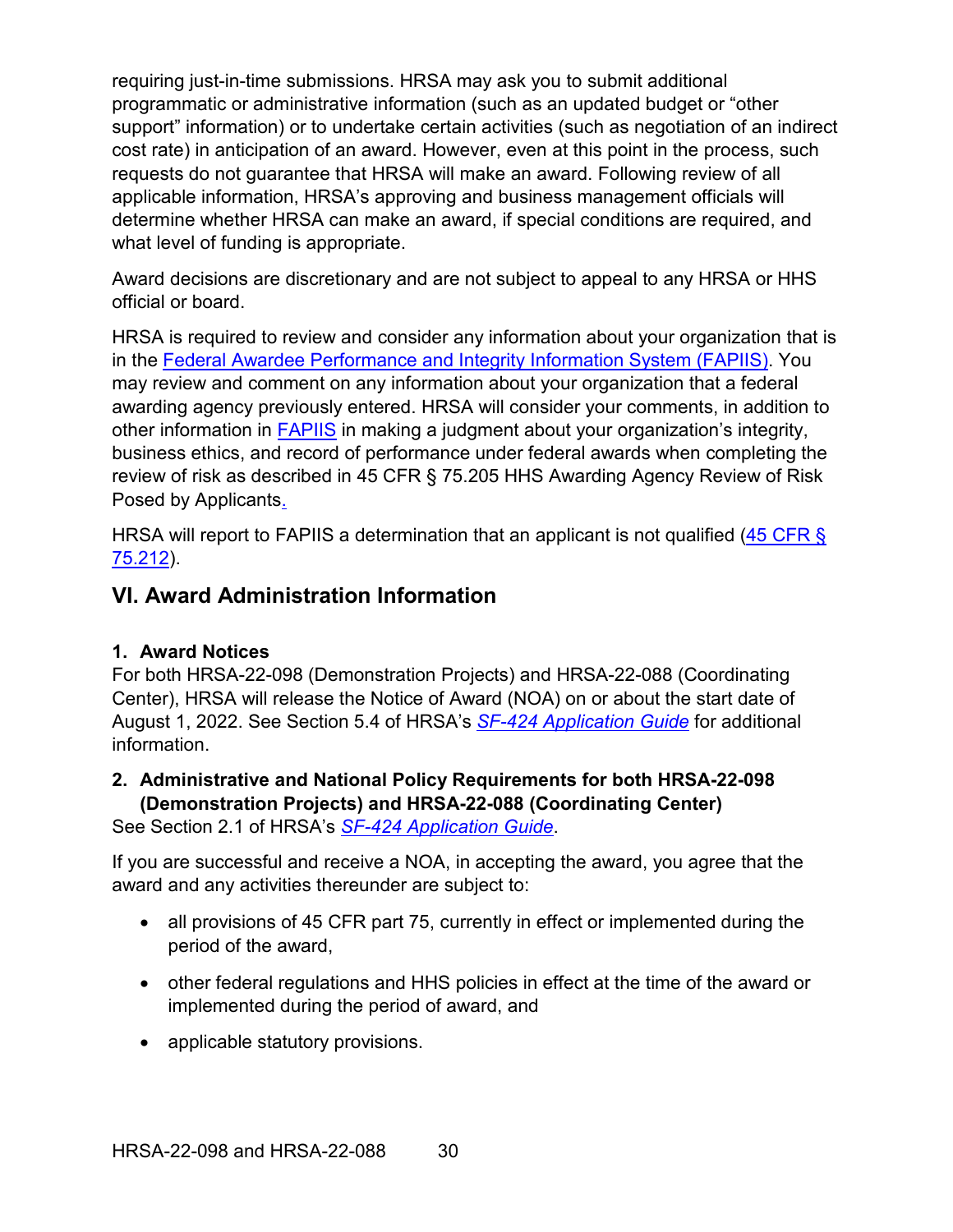requiring just-in-time submissions. HRSA may ask you to submit additional programmatic or administrative information (such as an updated budget or "other support" information) or to undertake certain activities (such as negotiation of an indirect cost rate) in anticipation of an award. However, even at this point in the process, such requests do not guarantee that HRSA will make an award. Following review of all applicable information, HRSA's approving and business management officials will determine whether HRSA can make an award, if special conditions are required, and what level of funding is appropriate.

Award decisions are discretionary and are not subject to appeal to any HRSA or HHS official or board.

HRSA is required to review and consider any information about your organization that is in the Federal Awardee Performance and Integrity Information System (FAPIIS). You may review and comment on any information about your organization that a federal awarding agency previously entered. HRSA will consider your comments, in addition to other information in FAPIIS in making a judgment about your organization's integrity, business ethics, and record of performance under federal awards when completing the review of risk as described in 45 CFR § 75.205 HHS Awarding Agency Review of Risk Posed by Applicants.

HRSA will report to FAPIIS a determination that an applicant is not qualified (45 CFR § 75.212).

## VI. Award Administration Information

### 1. Award Notices

For both HRSA-22-098 (Demonstration Projects) and HRSA-22-088 (Coordinating Center), HRSA will release the Notice of Award (NOA) on or about the start date of August 1, 2022. See Section 5.4 of HRSA's *SF-424 Application Guide* for additional information.

### 2. Administrative and National Policy Requirements for both HRSA-22-098 (Demonstration Projects) and HRSA-22-088 (Coordinating Center)

See Section 2.1 of HRSA's *SF-424 Application Guide*.

If you are successful and receive a NOA, in accepting the award, you agree that the award and any activities thereunder are subject to:

- all provisions of 45 CFR part 75, currently in effect or implemented during the period of the award,
- other federal regulations and HHS policies in effect at the time of the award or implemented during the period of award, and
- applicable statutory provisions.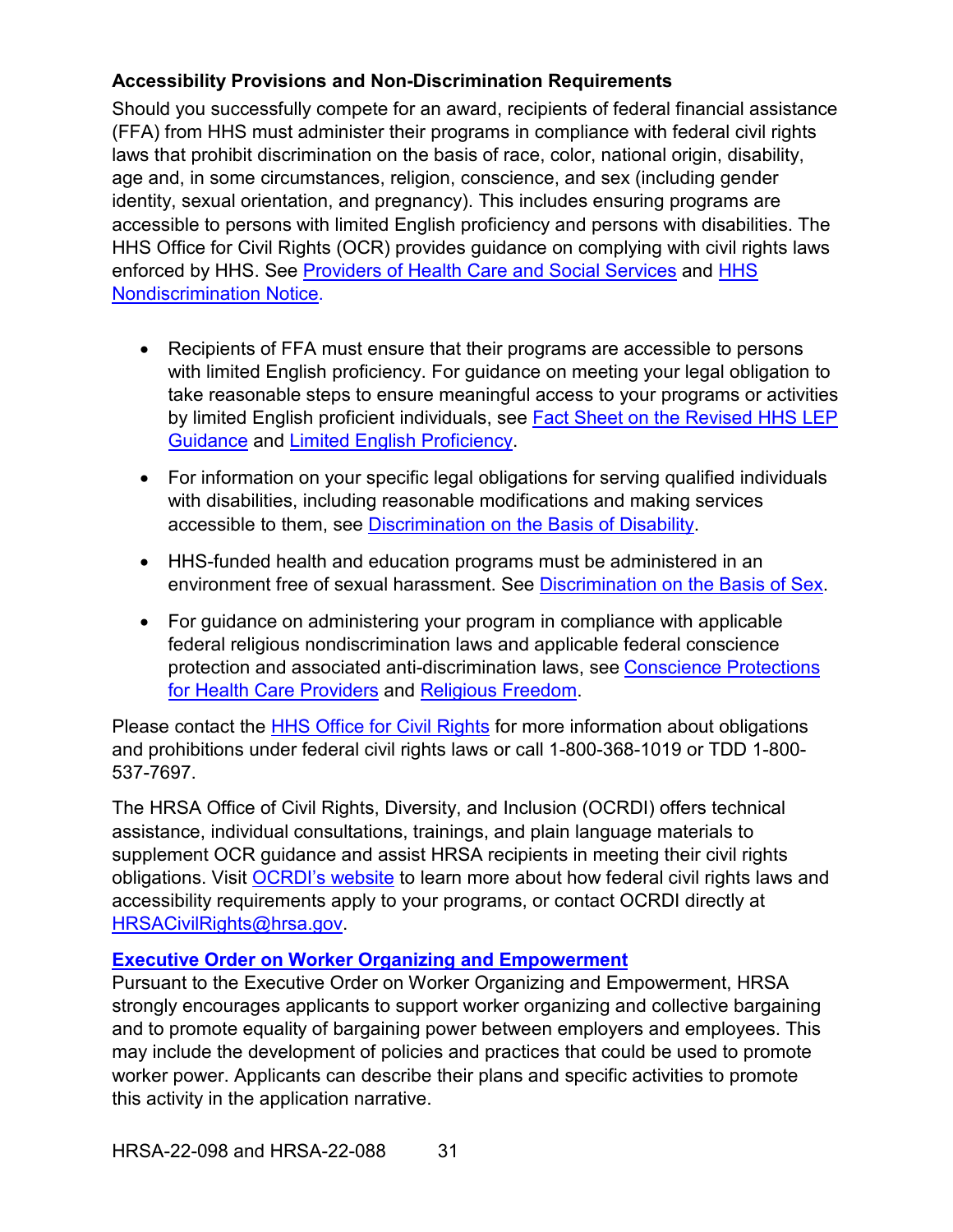### Accessibility Provisions and Non-Discrimination Requirements

Should you successfully compete for an award, recipients of federal financial assistance (FFA) from HHS must administer their programs in compliance with federal civil rights laws that prohibit discrimination on the basis of race, color, national origin, disability, age and, in some circumstances, religion, conscience, and sex (including gender identity, sexual orientation, and pregnancy). This includes ensuring programs are accessible to persons with limited English proficiency and persons with disabilities. The HHS Office for Civil Rights (OCR) provides guidance on complying with civil rights laws enforced by HHS. See Providers of Health Care and Social Services and HHS Nondiscrimination Notice.

- Recipients of FFA must ensure that their programs are accessible to persons with limited English proficiency. For guidance on meeting your legal obligation to take reasonable steps to ensure meaningful access to your programs or activities by limited English proficient individuals, see Fact Sheet on the Revised HHS LEP Guidance and Limited English Proficiency.
- For information on your specific legal obligations for serving qualified individuals with disabilities, including reasonable modifications and making services accessible to them, see Discrimination on the Basis of Disability.
- HHS-funded health and education programs must be administered in an environment free of sexual harassment. See Discrimination on the Basis of Sex.
- For guidance on administering your program in compliance with applicable federal religious nondiscrimination laws and applicable federal conscience protection and associated anti-discrimination laws, see Conscience Protections for Health Care Providers and Religious Freedom.

Please contact the HHS Office for Civil Rights for more information about obligations and prohibitions under federal civil rights laws or call 1-800-368-1019 or TDD 1-800-537-7697.

The HRSA Office of Civil Rights, Diversity, and Inclusion (OCRDI) offers technical assistance, individual consultations, trainings, and plain language materials to supplement OCR guidance and assist HRSA recipients in meeting their civil rights obligations. Visit OCRDI's website to learn more about how federal civil rights laws and accessibility requirements apply to your programs, or contact OCRDI directly at HRSACivilRights@hrsa.gov.

### Executive Order on Worker Organizing and Empowerment

Pursuant to the Executive Order on Worker Organizing and Empowerment, HRSA strongly encourages applicants to support worker organizing and collective bargaining and to promote equality of bargaining power between employers and employees. This may include the development of policies and practices that could be used to promote worker power. Applicants can describe their plans and specific activities to promote this activity in the application narrative.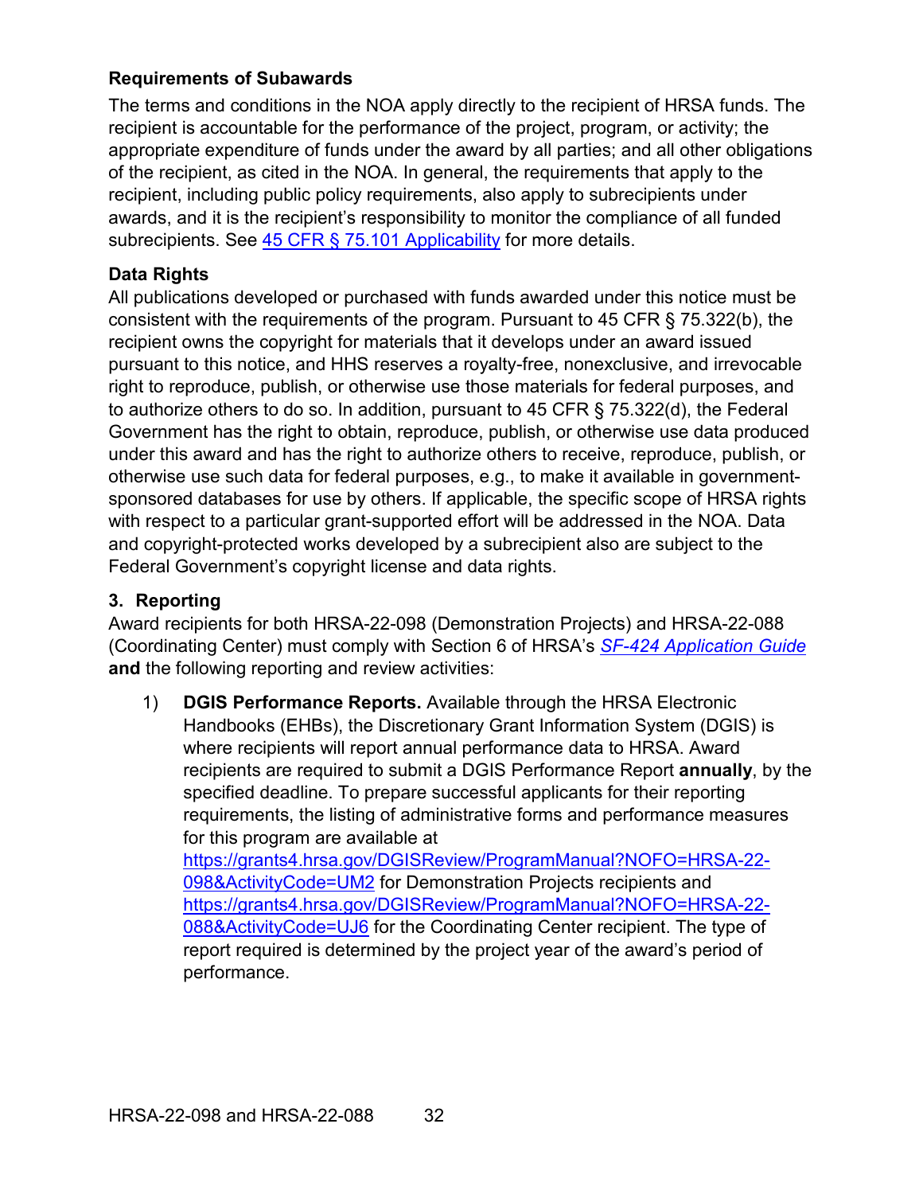**Requirements of Subawards**

The terms and conditions in the NOA apply directly to the recipient of HRSA funds. The recipient is accountable for the performance of the project, program, or activity; the appropriate expenditure of funds under the award by all parties; and all other obligations of the recipient, as cited in the NOA. In general, the requirements that apply to the recipient, including public policy requirements, also apply to subrecipients under awards, and it is the recipient's responsibility to monitor the compliance of all funded subrecipients. See [45 CFR § 75.101 Applicability](https://www.ecfr.gov/cgi-bin/retrieveECFR?gp=1&SID=4d52364ec83fab994c665943dadf9cf7&ty=HTML&h=L&r=PART&n=pt45.1.75) for more details.

**Data Rights**

All publications developed or purchased with funds awarded under this notice must be consistent with the requirements of the program. Pursuant to 45 CFR § 75.322(b), the recipient owns the copyright for materials that it develops under an award issued pursuant to this notice, and HHS reserves a royalty-free, nonexclusive, and irrevocable right to reproduce, publish, or otherwise use those materials for federal purposes, and to authorize others to do so. In addition, pursuant to 45 CFR § 75.322(d), the Federal Government has the right to obtain, reproduce, publish, or otherwise use data produced under this award and has the right to authorize others to receive, reproduce, publish, or otherwise use such data for federal purposes, e.g., to make it available in government-sponsored databases for use by others. If applicable, the specific scope of HRSA rights with respect to a particular grant-supported effort will be addressed in the NOA. Data and copyright-protected works developed by a subrecipient also are subject to the Federal Government's copyright license and data rights.

### 3. Reporting

Award recipients for both HRSA-22-098 (Demonstration Projects) and HRSA-22-088 (Coordinating Center) must comply with Section 6 of HRSA's *SF-424 Application Guide* **and** the following reporting and review activities:

1) **DGIS Performance Reports.** Available through the HRSA Electronic Handbooks (EHBs), the Discretionary Grant Information System (DGIS) is where recipients will report annual performance data to HRSA. Award recipients are required to submit a DGIS Performance Report **annually**, by the specified deadline. To prepare successful applicants for their reporting requirements, the listing of administrative forms and performance measures for this program are available at https://grants4.hrsa.gov/DGISReview/ProgramManual?NOFO=HRSA-22-098&ActivityCode=UM2 for Demonstration Projects recipients and https://grants4.hrsa.gov/DGISReview/ProgramManual?NOFO=HRSA-22-088&ActivityCode=UJ6 for the Coordinating Center recipient. The type of report required is determined by the project year of the award's period of performance.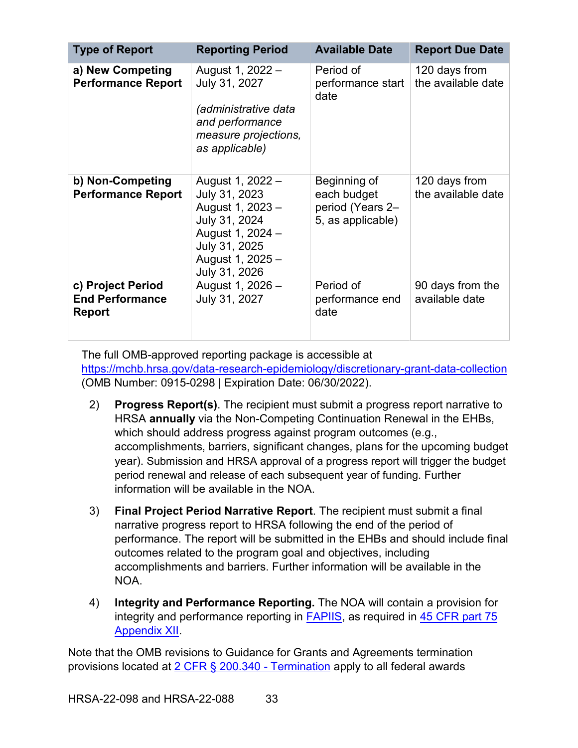| Type of Report | Reporting Period | Available Date | Report Due Date |
|---|---|---|---|
| **a) New Competing Performance Report** | August 1, 2022 – July 31, 2027 *(administrative data and performance measure projections, as applicable)* | Period of performance start date | 120 days from the available date |
| **b) Non-Competing Performance Report** | August 1, 2022 – July 31, 2023 August 1, 2023 – July 31, 2024 August 1, 2024 – July 31, 2025 August 1, 2025 – July 31, 2026 | Beginning of each budget period (Years 2–5, as applicable) | 120 days from the available date |
| **c) Project Period End Performance Report** | August 1, 2026 – July 31, 2027 | Period of performance end date | 90 days from the available date |

The full OMB-approved reporting package is accessible at https://mchb.hrsa.gov/data-research-epidemiology/discretionary-grant-data-collection (OMB Number: 0915-0298 | Expiration Date: 06/30/2022).

2) **Progress Report(s)**. The recipient must submit a progress report narrative to HRSA **annually** via the Non-Competing Continuation Renewal in the EHBs, which should address progress against program outcomes (e.g., accomplishments, barriers, significant changes, plans for the upcoming budget year). Submission and HRSA approval of a progress report will trigger the budget period renewal and release of each subsequent year of funding. Further information will be available in the NOA.

3) **Final Project Period Narrative Report**. The recipient must submit a final narrative progress report to HRSA following the end of the period of performance. The report will be submitted in the EHBs and should include final outcomes related to the program goal and objectives, including accomplishments and barriers. Further information will be available in the NOA.

4) **Integrity and Performance Reporting.** The NOA will contain a provision for integrity and performance reporting in FAPIIS, as required in 45 CFR part 75 Appendix XII.

Note that the OMB revisions to Guidance for Grants and Agreements termination provisions located at 2 CFR § 200.340 - Termination apply to all federal awards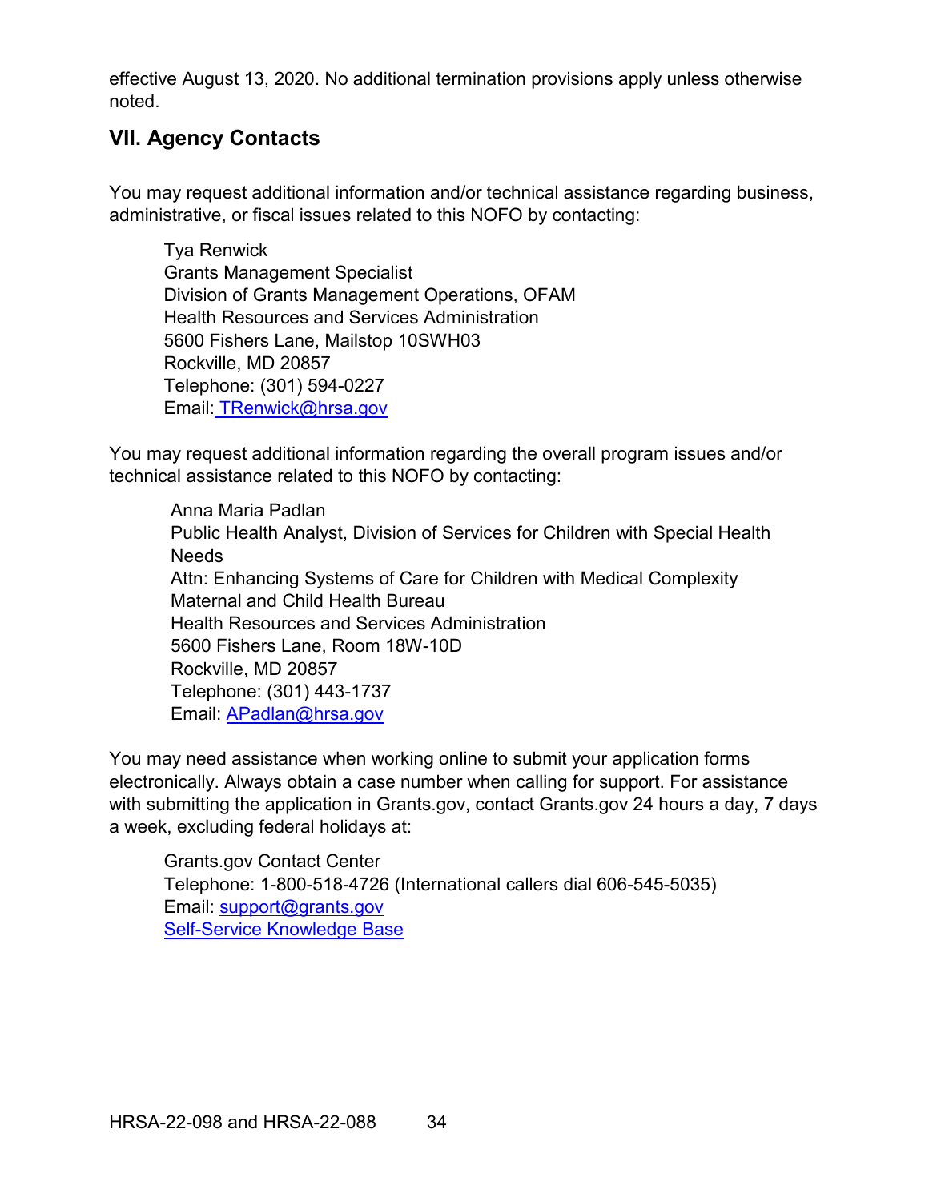effective August 13, 2020. No additional termination provisions apply unless otherwise noted.

## VII. Agency Contacts

You may request additional information and/or technical assistance regarding business, administrative, or fiscal issues related to this NOFO by contacting:

Tya Renwick
Grants Management Specialist
Division of Grants Management Operations, OFAM
Health Resources and Services Administration
5600 Fishers Lane, Mailstop 10SWH03
Rockville, MD 20857
Telephone: (301) 594-0227
Email: TRenwick@hrsa.gov

You may request additional information regarding the overall program issues and/or technical assistance related to this NOFO by contacting:

Anna Maria Padlan
Public Health Analyst, Division of Services for Children with Special Health Needs
Attn: Enhancing Systems of Care for Children with Medical Complexity
Maternal and Child Health Bureau
Health Resources and Services Administration
5600 Fishers Lane, Room 18W-10D
Rockville, MD 20857
Telephone: (301) 443-1737
Email: APadlan@hrsa.gov

You may need assistance when working online to submit your application forms electronically. Always obtain a case number when calling for support. For assistance with submitting the application in Grants.gov, contact Grants.gov 24 hours a day, 7 days a week, excluding federal holidays at:

Grants.gov Contact Center
Telephone: 1-800-518-4726 (International callers dial 606-545-5035)
Email: support@grants.gov
Self-Service Knowledge Base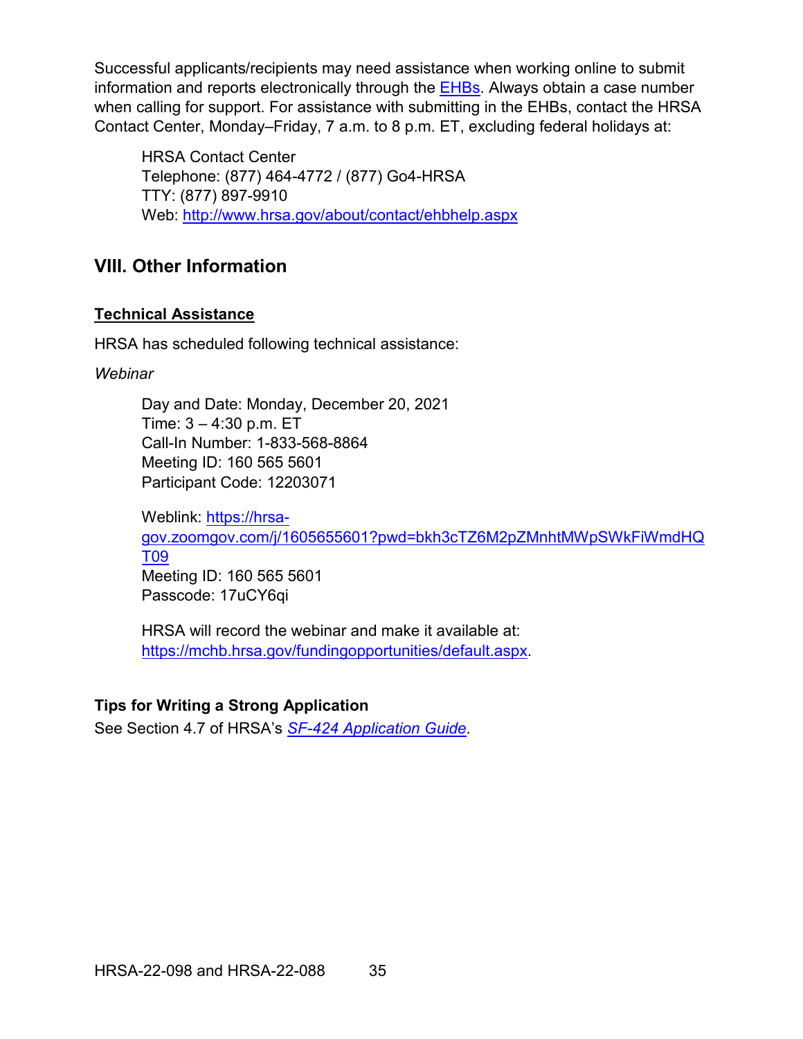Successful applicants/recipients may need assistance when working online to submit information and reports electronically through the [EHBs](). Always obtain a case number when calling for support. For assistance with submitting in the EHBs, contact the HRSA Contact Center, Monday–Friday, 7 a.m. to 8 p.m. ET, excluding federal holidays at:

> HRSA Contact Center
> Telephone: (877) 464-4772 / (877) Go4-HRSA
> TTY: (877) 897-9910
> Web: [http://www.hrsa.gov/about/contact/ehbhelp.aspx](http://www.hrsa.gov/about/contact/ehbhelp.aspx)

## VIII. Other Information

**Technical Assistance**

HRSA has scheduled following technical assistance:

*Webinar*

> Day and Date: Monday, December 20, 2021
> Time: 3 – 4:30 p.m. ET
> Call-In Number: 1-833-568-8864
> Meeting ID: 160 565 5601
> Participant Code: 12203071
>
> Weblink: [https://hrsa-gov.zoomgov.com/j/1605655601?pwd=bkh3cTZ6M2pZMnhtMWpSWkFiWmdHQT09](https://hrsa-gov.zoomgov.com/j/1605655601?pwd=bkh3cTZ6M2pZMnhtMWpSWkFiWmdHQT09)
> Meeting ID: 160 565 5601
> Passcode: 17uCY6qi
>
> HRSA will record the webinar and make it available at: [https://mchb.hrsa.gov/fundingopportunities/default.aspx](https://mchb.hrsa.gov/fundingopportunities/default.aspx).

**Tips for Writing a Strong Application**

See Section 4.7 of HRSA's [*SF-424 Application Guide*]().